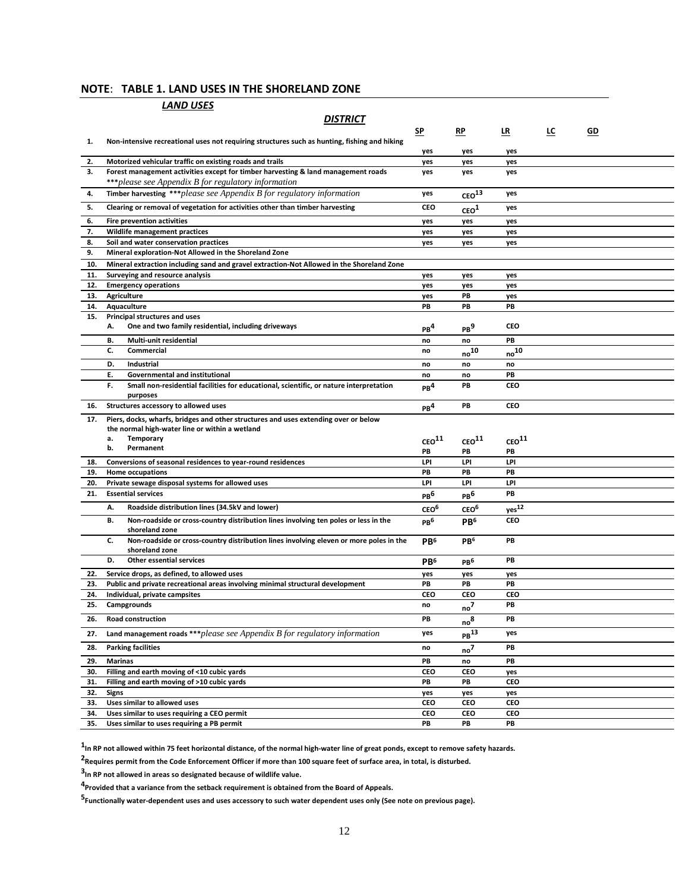## NOTE: TABLE 1. LAND USES IN THE SHORELAND ZONE

***LAND USES***

| | ***DISTRICT*** | SP | RP | LR | LC | GD |
|---|---|---|---|---|---|---|
| 1. | Non-intensive recreational uses not requiring structures such as hunting, fishing and hiking | yes | yes | yes | | |
| 2. | Motorized vehicular traffic on existing roads and trails | yes | yes | yes | | |
| 3. | Forest management activities except for timber harvesting & land management roads ****please see Appendix B for regulatory information* | yes | yes | yes | | |
| 4. | Timber harvesting ****please see Appendix B for regulatory information* | yes | CEO[13] | yes | | |
| 5. | Clearing or removal of vegetation for activities other than timber harvesting | CEO | CEO[1] | yes | | |
| 6. | Fire prevention activities | yes | yes | yes | | |
| 7. | Wildlife management practices | yes | yes | yes | | |
| 8. | Soil and water conservation practices | yes | yes | yes | | |
| 9. | Mineral exploration-Not Allowed in the Shoreland Zone | | | | | |
| 10. | Mineral extraction including sand and gravel extraction-Not Allowed in the Shoreland Zone | | | | | |
| 11. | Surveying and resource analysis | yes | yes | yes | | |
| 12. | Emergency operations | yes | yes | yes | | |
| 13. | Agriculture | yes | PB | yes | | |
| 14. | Aquaculture | PB | PB | PB | | |
| 15. | Principal structures and uses | | | | | |
| | A. One and two family residential, including driveways | PB[4] | PB[9] | CEO | | |
| | B. Multi-unit residential | no | no | PB | | |
| | C. Commercial | no | no[10] | no[10] | | |
| | D. Industrial | no | no | no | | |
| | E. Governmental and institutional | no | no | PB | | |
| | F. Small non-residential facilities for educational, scientific, or nature interpretation purposes | PB[4] | PB | CEO | | |
| 16. | Structures accessory to allowed uses | PB[4] | PB | CEO | | |
| 17. | Piers, docks, wharfs, bridges and other structures and uses extending over or below the normal high-water line or within a wetland | | | | | |
| | a. Temporary | CEO[11] | CEO[11] | CEO[11] | | |
| | b. Permanent | PB | PB | PB | | |
| 18. | Conversions of seasonal residences to year-round residences | LPI | LPI | LPI | | |
| 19. | Home occupations | PB | PB | PB | | |
| 20. | Private sewage disposal systems for allowed uses | LPI | LPI | LPI | | |
| 21. | Essential services | PB[6] | PB[6] | PB | | |
| | A. Roadside distribution lines (34.5kV and lower) | CEO[6] | CEO[6] | yes[12] | | |
| | B. Non-roadside or cross-country distribution lines involving ten poles or less in the shoreland zone | PB[6] | PB[6] | CEO | | |
| | C. Non-roadside or cross-country distribution lines involving eleven or more poles in the shoreland zone | PB[6] | PB[6] | PB | | |
| | D. Other essential services | PB[6] | PB[6] | PB | | |
| 22. | Service drops, as defined, to allowed uses | yes | yes | yes | | |
| 23. | Public and private recreational areas involving minimal structural development | PB | PB | PB | | |
| 24. | Individual, private campsites | CEO | CEO | CEO | | |
| 25. | Campgrounds | no | no[7] | PB | | |
| 26. | Road construction | PB | no[8] | PB | | |
| 27. | Land management roads ****please see Appendix B for regulatory information* | yes | PB[13] | yes | | |
| 28. | Parking facilities | no | no[7] | PB | | |
| 29. | Marinas | PB | no | PB | | |
| 30. | Filling and earth moving of <10 cubic yards | CEO | CEO | yes | | |
| 31. | Filling and earth moving of >10 cubic yards | PB | PB | CEO | | |
| 32. | Signs | yes | yes | yes | | |
| 33. | Uses similar to allowed uses | CEO | CEO | CEO | | |
| 34. | Uses similar to uses requiring a CEO permit | CEO | CEO | CEO | | |
| 35. | Uses similar to uses requiring a PB permit | PB | PB | PB | | |

[1]In RP not allowed within 75 feet horizontal distance, of the normal high-water line of great ponds, except to remove safety hazards.

[2]Requires permit from the Code Enforcement Officer if more than 100 square feet of surface area, in total, is disturbed.

[3]In RP not allowed in areas so designated because of wildlife value.

[4]Provided that a variance from the setback requirement is obtained from the Board of Appeals.

[5]Functionally water-dependent uses and uses accessory to such water dependent uses only (See note on previous page).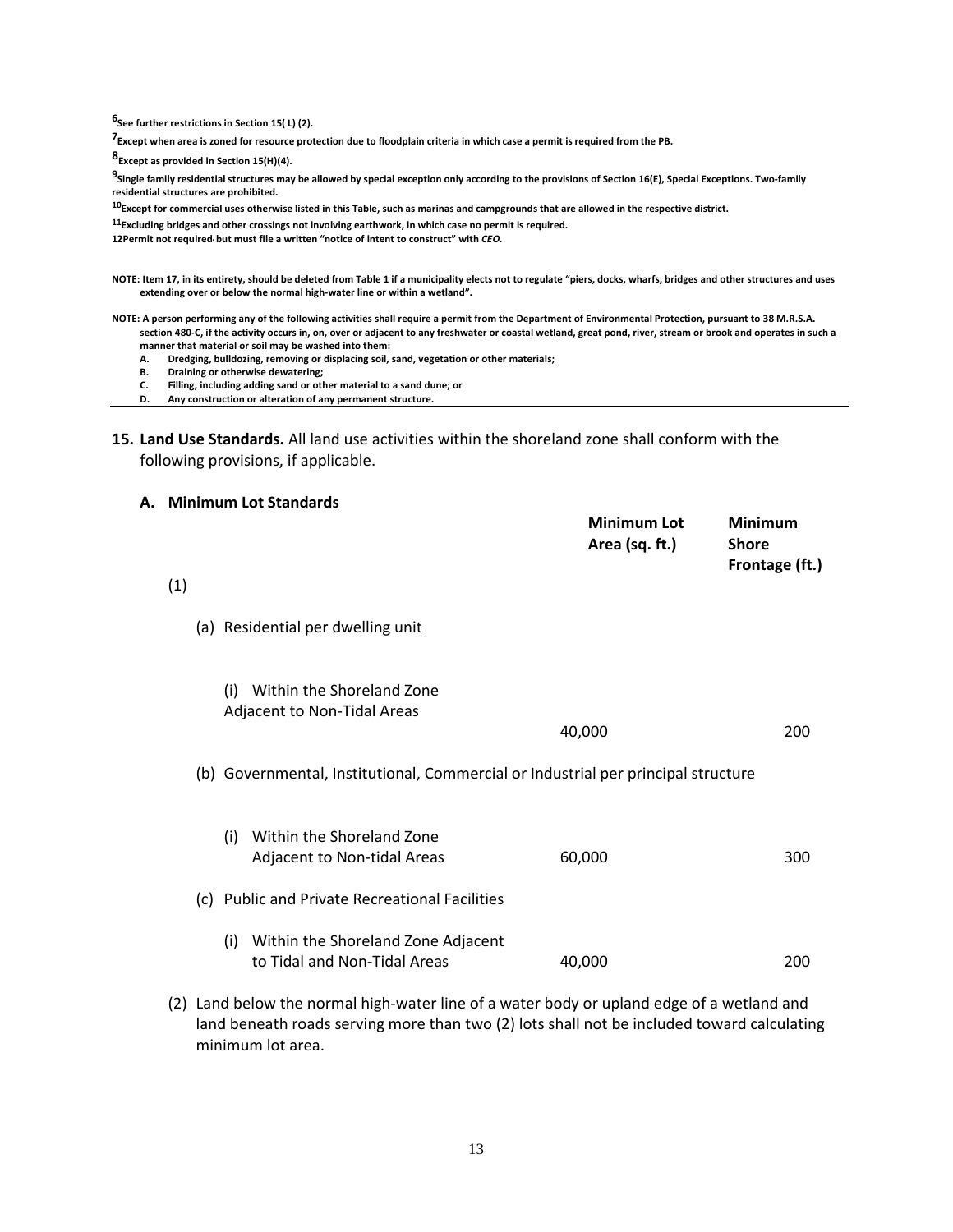[6]See further restrictions in Section 15( L) (2).

[7]Except when area is zoned for resource protection due to floodplain criteria in which case a permit is required from the PB.

[8]Except as provided in Section 15(H)(4).

[9]Single family residential structures may be allowed by special exception only according to the provisions of Section 16(E), Special Exceptions. Two-family residential structures are prohibited.

[10]Except for commercial uses otherwise listed in this Table, such as marinas and campgrounds that are allowed in the respective district.

[11]Excluding bridges and other crossings not involving earthwork, in which case no permit is required.

12Permit not required, but must file a written "notice of intent to construct" with *CEO*.

**NOTE: Item 17, in its entirety, should be deleted from Table 1 if a municipality elects not to regulate "piers, docks, wharfs, bridges and other structures and uses extending over or below the normal high-water line or within a wetland".**

**NOTE: A person performing any of the following activities shall require a permit from the Department of Environmental Protection, pursuant to 38 M.R.S.A. section 480-C, if the activity occurs in, on, over or adjacent to any freshwater or coastal wetland, great pond, river, stream or brook and operates in such a manner that material or soil may be washed into them:**

- **A. Dredging, bulldozing, removing or displacing soil, sand, vegetation or other materials;**
- **B. Draining or otherwise dewatering;**
- **C. Filling, including adding sand or other material to a sand dune; or**
- **D. Any construction or alteration of any permanent structure.**

**15. Land Use Standards.** All land use activities within the shoreland zone shall conform with the following provisions, if applicable.

**A. Minimum Lot Standards**

| (1) | Minimum Lot Area (sq. ft.) | Minimum Shore Frontage (ft.) |
|---|---|---|
| (a) Residential per dwelling unit | | |
| (i) Within the Shoreland Zone Adjacent to Non-Tidal Areas | 40,000 | 200 |
| (b) Governmental, Institutional, Commercial or Industrial per principal structure | | |
| (i) Within the Shoreland Zone Adjacent to Non-tidal Areas | 60,000 | 300 |
| (c) Public and Private Recreational Facilities | | |
| (i) Within the Shoreland Zone Adjacent to Tidal and Non-Tidal Areas | 40,000 | 200 |

(2) Land below the normal high-water line of a water body or upland edge of a wetland and land beneath roads serving more than two (2) lots shall not be included toward calculating minimum lot area.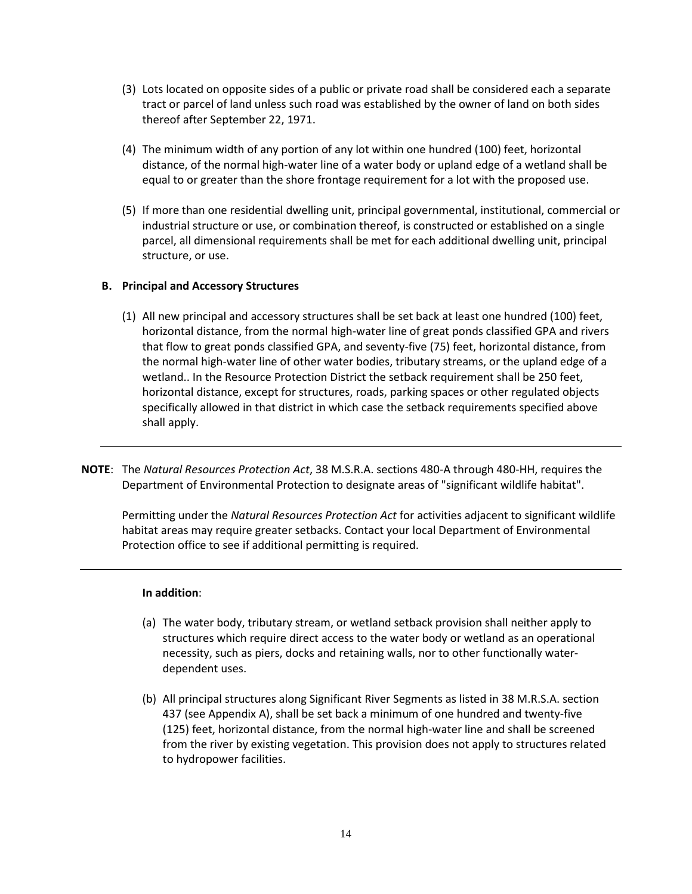(3) Lots located on opposite sides of a public or private road shall be considered each a separate tract or parcel of land unless such road was established by the owner of land on both sides thereof after September 22, 1971.

(4) The minimum width of any portion of any lot within one hundred (100) feet, horizontal distance, of the normal high-water line of a water body or upland edge of a wetland shall be equal to or greater than the shore frontage requirement for a lot with the proposed use.

(5) If more than one residential dwelling unit, principal governmental, institutional, commercial or industrial structure or use, or combination thereof, is constructed or established on a single parcel, all dimensional requirements shall be met for each additional dwelling unit, principal structure, or use.

**B. Principal and Accessory Structures**

(1) All new principal and accessory structures shall be set back at least one hundred (100) feet, horizontal distance, from the normal high-water line of great ponds classified GPA and rivers that flow to great ponds classified GPA, and seventy-five (75) feet, horizontal distance, from the normal high-water line of other water bodies, tributary streams, or the upland edge of a wetland.. In the Resource Protection District the setback requirement shall be 250 feet, horizontal distance, except for structures, roads, parking spaces or other regulated objects specifically allowed in that district in which case the setback requirements specified above shall apply.

---

**NOTE**: The *Natural Resources Protection Act*, 38 M.S.R.A. sections 480-A through 480-HH, requires the Department of Environmental Protection to designate areas of "significant wildlife habitat".

Permitting under the *Natural Resources Protection Act* for activities adjacent to significant wildlife habitat areas may require greater setbacks. Contact your local Department of Environmental Protection office to see if additional permitting is required.

---

**In addition**:

(a) The water body, tributary stream, or wetland setback provision shall neither apply to structures which require direct access to the water body or wetland as an operational necessity, such as piers, docks and retaining walls, nor to other functionally water-dependent uses.

(b) All principal structures along Significant River Segments as listed in 38 M.R.S.A. section 437 (see Appendix A), shall be set back a minimum of one hundred and twenty-five (125) feet, horizontal distance, from the normal high-water line and shall be screened from the river by existing vegetation. This provision does not apply to structures related to hydropower facilities.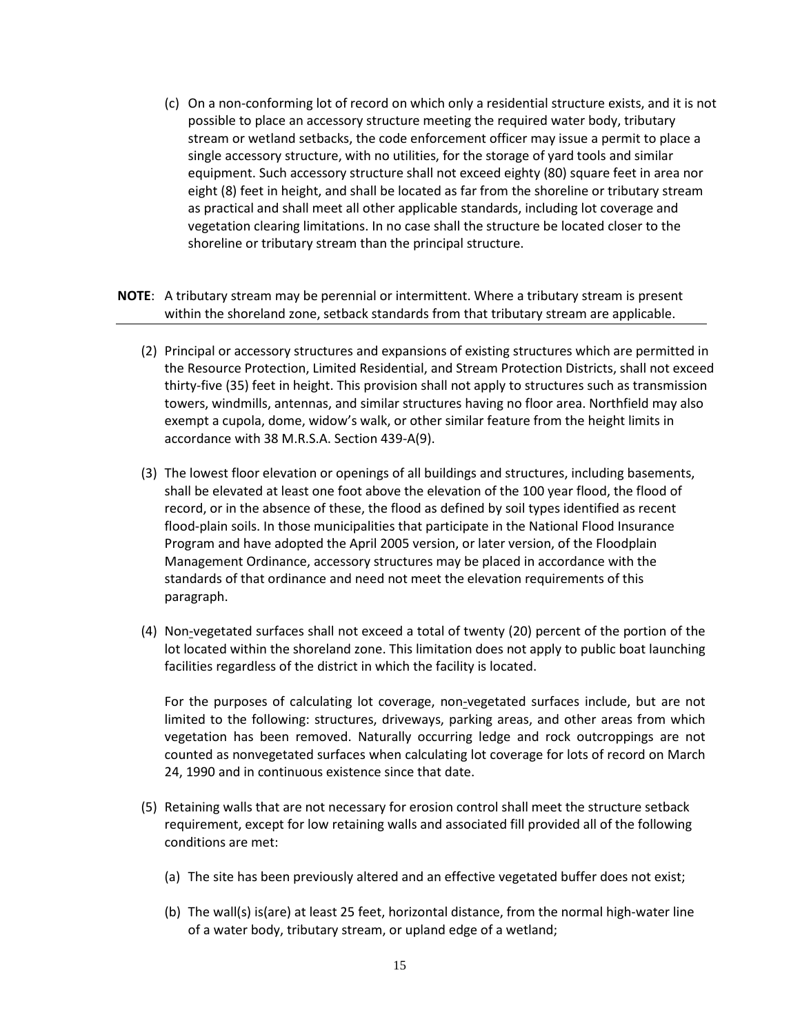(c) On a non-conforming lot of record on which only a residential structure exists, and it is not possible to place an accessory structure meeting the required water body, tributary stream or wetland setbacks, the code enforcement officer may issue a permit to place a single accessory structure, with no utilities, for the storage of yard tools and similar equipment. Such accessory structure shall not exceed eighty (80) square feet in area nor eight (8) feet in height, and shall be located as far from the shoreline or tributary stream as practical and shall meet all other applicable standards, including lot coverage and vegetation clearing limitations. In no case shall the structure be located closer to the shoreline or tributary stream than the principal structure.

**NOTE**: A tributary stream may be perennial or intermittent. Where a tributary stream is present within the shoreland zone, setback standards from that tributary stream are applicable.

---

(2) Principal or accessory structures and expansions of existing structures which are permitted in the Resource Protection, Limited Residential, and Stream Protection Districts, shall not exceed thirty-five (35) feet in height. This provision shall not apply to structures such as transmission towers, windmills, antennas, and similar structures having no floor area. Northfield may also exempt a cupola, dome, widow's walk, or other similar feature from the height limits in accordance with 38 M.R.S.A. Section 439-A(9).

(3) The lowest floor elevation or openings of all buildings and structures, including basements, shall be elevated at least one foot above the elevation of the 100 year flood, the flood of record, or in the absence of these, the flood as defined by soil types identified as recent flood-plain soils. In those municipalities that participate in the National Flood Insurance Program and have adopted the April 2005 version, or later version, of the Floodplain Management Ordinance, accessory structures may be placed in accordance with the standards of that ordinance and need not meet the elevation requirements of this paragraph.

(4) Non-vegetated surfaces shall not exceed a total of twenty (20) percent of the portion of the lot located within the shoreland zone. This limitation does not apply to public boat launching facilities regardless of the district in which the facility is located.

For the purposes of calculating lot coverage, non-vegetated surfaces include, but are not limited to the following: structures, driveways, parking areas, and other areas from which vegetation has been removed. Naturally occurring ledge and rock outcroppings are not counted as nonvegetated surfaces when calculating lot coverage for lots of record on March 24, 1990 and in continuous existence since that date.

(5) Retaining walls that are not necessary for erosion control shall meet the structure setback requirement, except for low retaining walls and associated fill provided all of the following conditions are met:

(a) The site has been previously altered and an effective vegetated buffer does not exist;

(b) The wall(s) is(are) at least 25 feet, horizontal distance, from the normal high-water line of a water body, tributary stream, or upland edge of a wetland;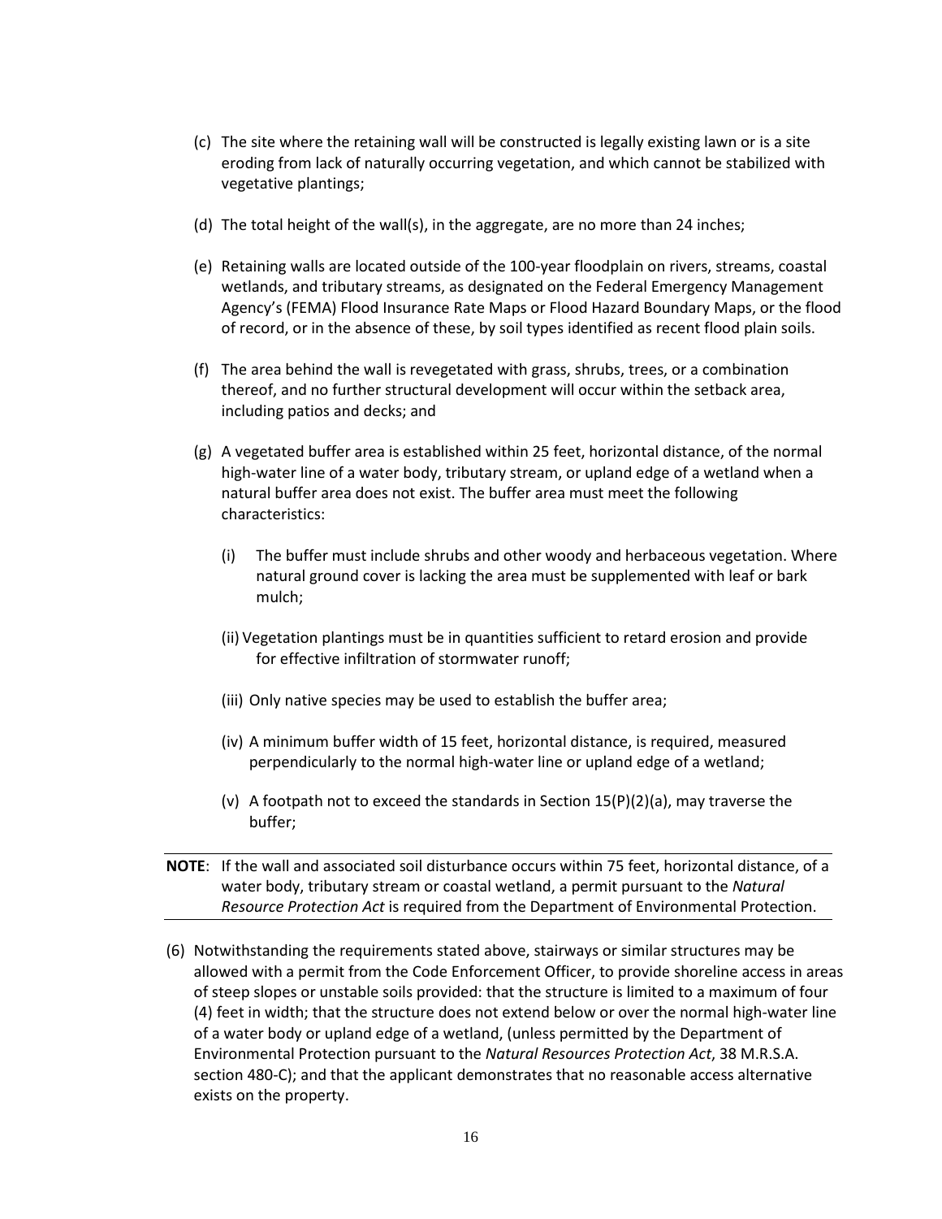(c) The site where the retaining wall will be constructed is legally existing lawn or is a site eroding from lack of naturally occurring vegetation, and which cannot be stabilized with vegetative plantings;

(d) The total height of the wall(s), in the aggregate, are no more than 24 inches;

(e) Retaining walls are located outside of the 100-year floodplain on rivers, streams, coastal wetlands, and tributary streams, as designated on the Federal Emergency Management Agency's (FEMA) Flood Insurance Rate Maps or Flood Hazard Boundary Maps, or the flood of record, or in the absence of these, by soil types identified as recent flood plain soils.

(f) The area behind the wall is revegetated with grass, shrubs, trees, or a combination thereof, and no further structural development will occur within the setback area, including patios and decks; and

(g) A vegetated buffer area is established within 25 feet, horizontal distance, of the normal high-water line of a water body, tributary stream, or upland edge of a wetland when a natural buffer area does not exist. The buffer area must meet the following characteristics:

(i) The buffer must include shrubs and other woody and herbaceous vegetation. Where natural ground cover is lacking the area must be supplemented with leaf or bark mulch;

(ii) Vegetation plantings must be in quantities sufficient to retard erosion and provide for effective infiltration of stormwater runoff;

(iii) Only native species may be used to establish the buffer area;

(iv) A minimum buffer width of 15 feet, horizontal distance, is required, measured perpendicularly to the normal high-water line or upland edge of a wetland;

(v) A footpath not to exceed the standards in Section 15(P)(2)(a), may traverse the buffer;

---

**NOTE**: If the wall and associated soil disturbance occurs within 75 feet, horizontal distance, of a water body, tributary stream or coastal wetland, a permit pursuant to the *Natural Resource Protection Act* is required from the Department of Environmental Protection.

---

(6) Notwithstanding the requirements stated above, stairways or similar structures may be allowed with a permit from the Code Enforcement Officer, to provide shoreline access in areas of steep slopes or unstable soils provided: that the structure is limited to a maximum of four (4) feet in width; that the structure does not extend below or over the normal high-water line of a water body or upland edge of a wetland, (unless permitted by the Department of Environmental Protection pursuant to the *Natural Resources Protection Act*, 38 M.R.S.A. section 480-C); and that the applicant demonstrates that no reasonable access alternative exists on the property.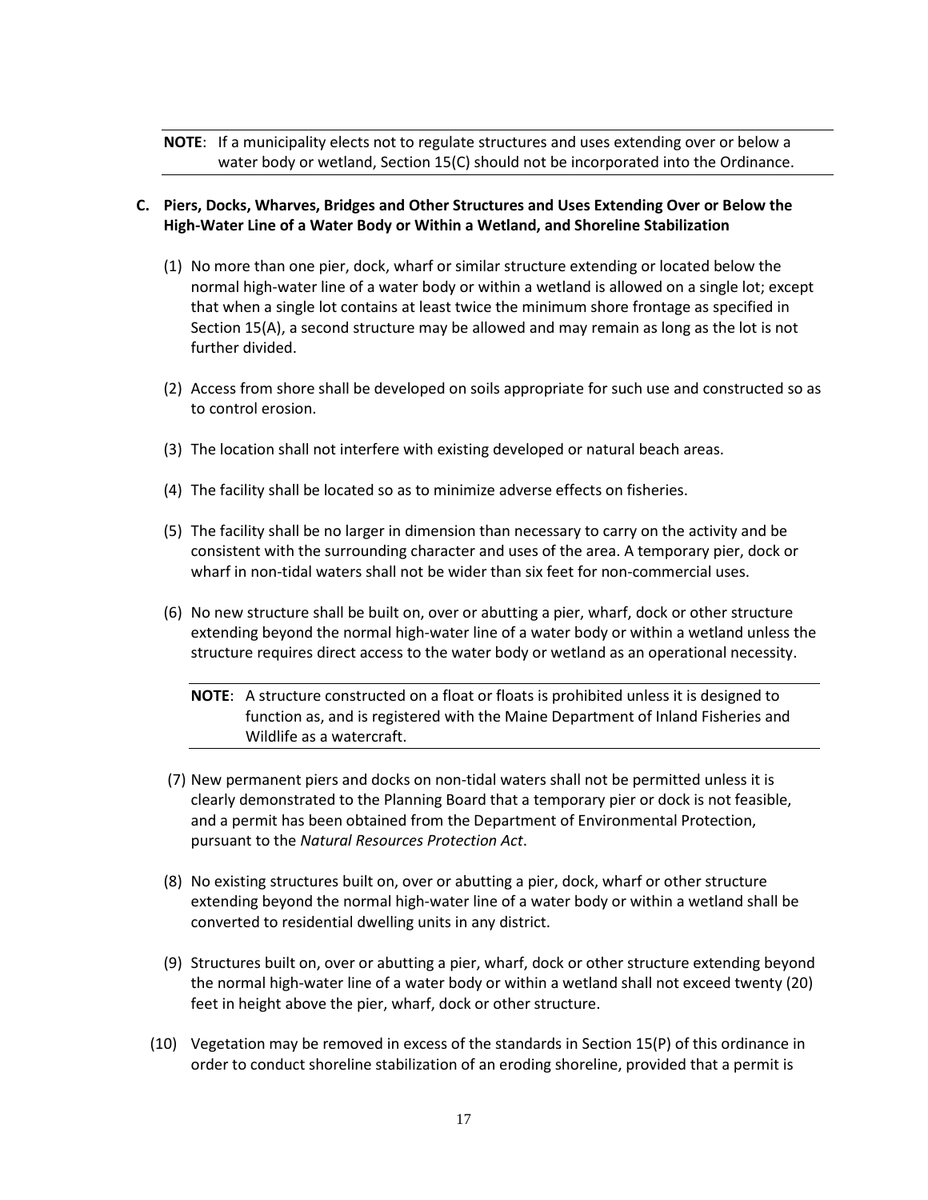**NOTE**: If a municipality elects not to regulate structures and uses extending over or below a water body or wetland, Section 15(C) should not be incorporated into the Ordinance.

**C. Piers, Docks, Wharves, Bridges and Other Structures and Uses Extending Over or Below the High-Water Line of a Water Body or Within a Wetland, and Shoreline Stabilization**

(1) No more than one pier, dock, wharf or similar structure extending or located below the normal high-water line of a water body or within a wetland is allowed on a single lot; except that when a single lot contains at least twice the minimum shore frontage as specified in Section 15(A), a second structure may be allowed and may remain as long as the lot is not further divided.

(2) Access from shore shall be developed on soils appropriate for such use and constructed so as to control erosion.

(3) The location shall not interfere with existing developed or natural beach areas.

(4) The facility shall be located so as to minimize adverse effects on fisheries.

(5) The facility shall be no larger in dimension than necessary to carry on the activity and be consistent with the surrounding character and uses of the area. A temporary pier, dock or wharf in non-tidal waters shall not be wider than six feet for non-commercial uses.

(6) No new structure shall be built on, over or abutting a pier, wharf, dock or other structure extending beyond the normal high-water line of a water body or within a wetland unless the structure requires direct access to the water body or wetland as an operational necessity.

**NOTE**: A structure constructed on a float or floats is prohibited unless it is designed to function as, and is registered with the Maine Department of Inland Fisheries and Wildlife as a watercraft.

(7) New permanent piers and docks on non-tidal waters shall not be permitted unless it is clearly demonstrated to the Planning Board that a temporary pier or dock is not feasible, and a permit has been obtained from the Department of Environmental Protection, pursuant to the *Natural Resources Protection Act*.

(8) No existing structures built on, over or abutting a pier, dock, wharf or other structure extending beyond the normal high-water line of a water body or within a wetland shall be converted to residential dwelling units in any district.

(9) Structures built on, over or abutting a pier, wharf, dock or other structure extending beyond the normal high-water line of a water body or within a wetland shall not exceed twenty (20) feet in height above the pier, wharf, dock or other structure.

(10) Vegetation may be removed in excess of the standards in Section 15(P) of this ordinance in order to conduct shoreline stabilization of an eroding shoreline, provided that a permit is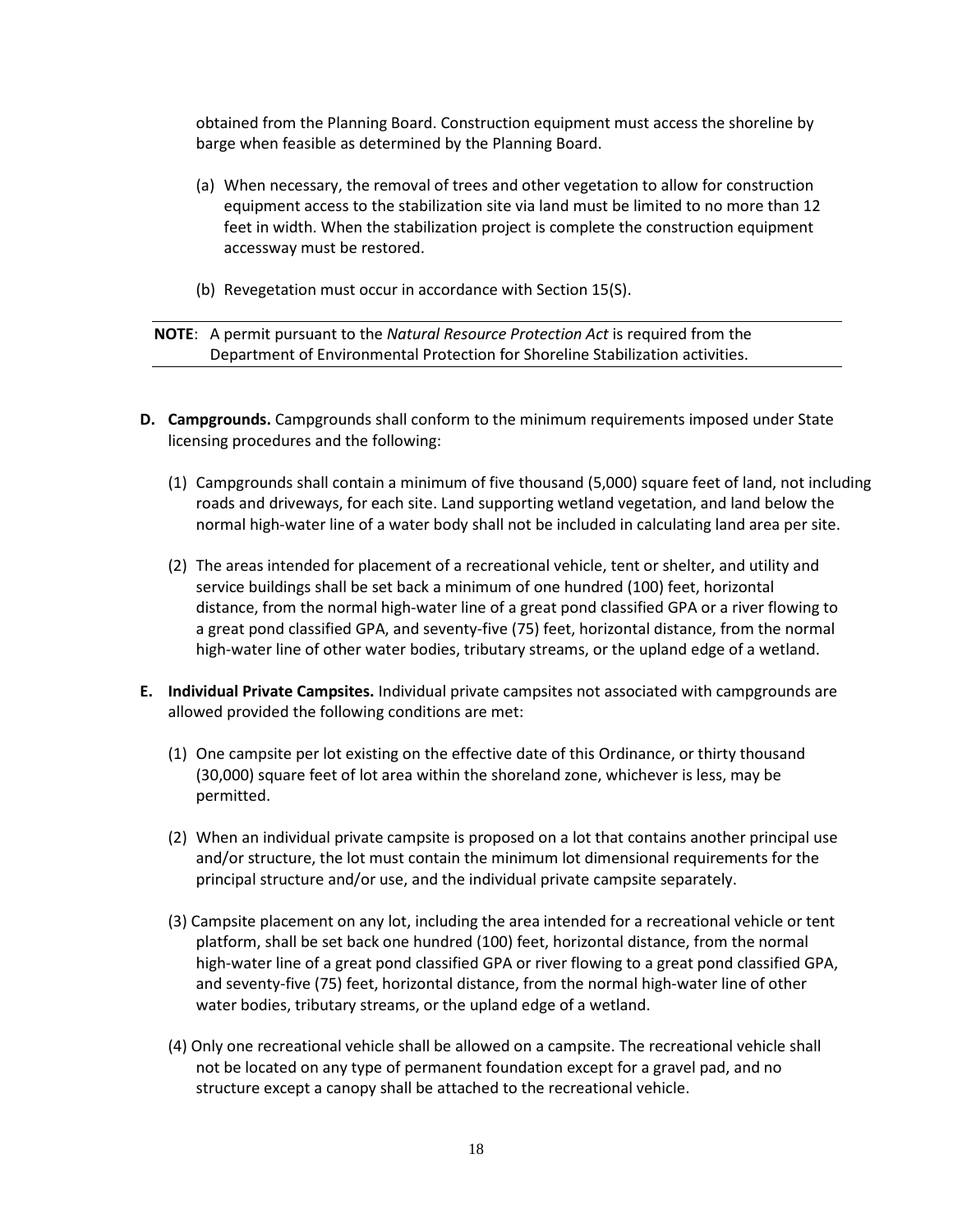obtained from the Planning Board. Construction equipment must access the shoreline by barge when feasible as determined by the Planning Board.

(a) When necessary, the removal of trees and other vegetation to allow for construction equipment access to the stabilization site via land must be limited to no more than 12 feet in width. When the stabilization project is complete the construction equipment accessway must be restored.

(b) Revegetation must occur in accordance with Section 15(S).

---

**NOTE**: A permit pursuant to the *Natural Resource Protection Act* is required from the Department of Environmental Protection for Shoreline Stabilization activities.

---

**D. Campgrounds.** Campgrounds shall conform to the minimum requirements imposed under State licensing procedures and the following:

(1) Campgrounds shall contain a minimum of five thousand (5,000) square feet of land, not including roads and driveways, for each site. Land supporting wetland vegetation, and land below the normal high-water line of a water body shall not be included in calculating land area per site.

(2) The areas intended for placement of a recreational vehicle, tent or shelter, and utility and service buildings shall be set back a minimum of one hundred (100) feet, horizontal distance, from the normal high-water line of a great pond classified GPA or a river flowing to a great pond classified GPA, and seventy-five (75) feet, horizontal distance, from the normal high-water line of other water bodies, tributary streams, or the upland edge of a wetland.

**E. Individual Private Campsites.** Individual private campsites not associated with campgrounds are allowed provided the following conditions are met:

(1) One campsite per lot existing on the effective date of this Ordinance, or thirty thousand (30,000) square feet of lot area within the shoreland zone, whichever is less, may be permitted.

(2) When an individual private campsite is proposed on a lot that contains another principal use and/or structure, the lot must contain the minimum lot dimensional requirements for the principal structure and/or use, and the individual private campsite separately.

(3) Campsite placement on any lot, including the area intended for a recreational vehicle or tent platform, shall be set back one hundred (100) feet, horizontal distance, from the normal high-water line of a great pond classified GPA or river flowing to a great pond classified GPA, and seventy-five (75) feet, horizontal distance, from the normal high-water line of other water bodies, tributary streams, or the upland edge of a wetland.

(4) Only one recreational vehicle shall be allowed on a campsite. The recreational vehicle shall not be located on any type of permanent foundation except for a gravel pad, and no structure except a canopy shall be attached to the recreational vehicle.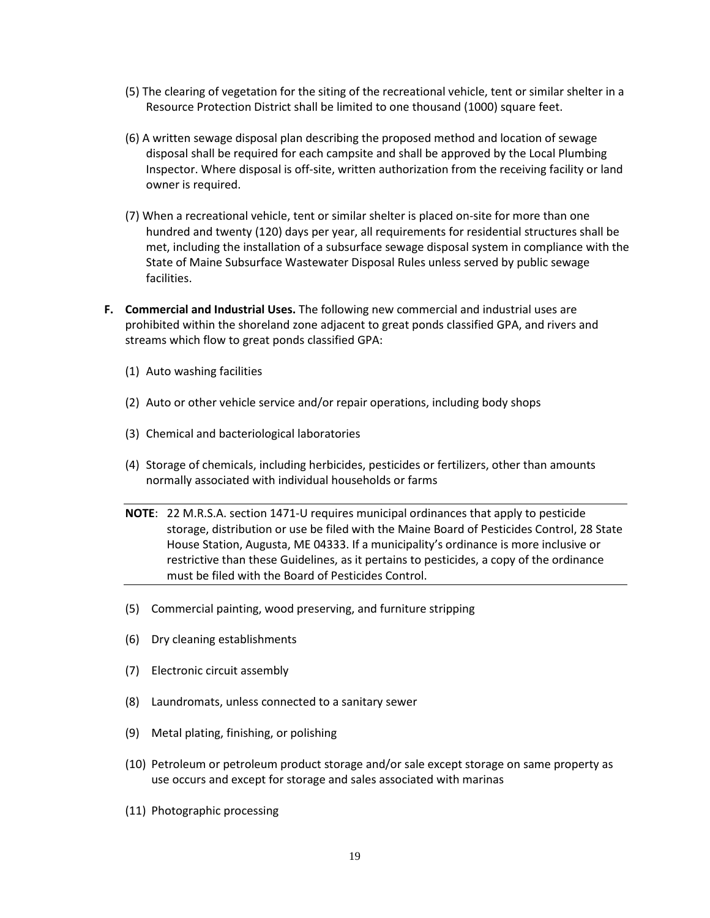(5) The clearing of vegetation for the siting of the recreational vehicle, tent or similar shelter in a Resource Protection District shall be limited to one thousand (1000) square feet.

(6) A written sewage disposal plan describing the proposed method and location of sewage disposal shall be required for each campsite and shall be approved by the Local Plumbing Inspector. Where disposal is off-site, written authorization from the receiving facility or land owner is required.

(7) When a recreational vehicle, tent or similar shelter is placed on-site for more than one hundred and twenty (120) days per year, all requirements for residential structures shall be met, including the installation of a subsurface sewage disposal system in compliance with the State of Maine Subsurface Wastewater Disposal Rules unless served by public sewage facilities.

**F. Commercial and Industrial Uses.** The following new commercial and industrial uses are prohibited within the shoreland zone adjacent to great ponds classified GPA, and rivers and streams which flow to great ponds classified GPA:

(1) Auto washing facilities

(2) Auto or other vehicle service and/or repair operations, including body shops

(3) Chemical and bacteriological laboratories

(4) Storage of chemicals, including herbicides, pesticides or fertilizers, other than amounts normally associated with individual households or farms

**NOTE**: 22 M.R.S.A. section 1471-U requires municipal ordinances that apply to pesticide storage, distribution or use be filed with the Maine Board of Pesticides Control, 28 State House Station, Augusta, ME 04333. If a municipality's ordinance is more inclusive or restrictive than these Guidelines, as it pertains to pesticides, a copy of the ordinance must be filed with the Board of Pesticides Control.

(5) Commercial painting, wood preserving, and furniture stripping

(6) Dry cleaning establishments

(7) Electronic circuit assembly

(8) Laundromats, unless connected to a sanitary sewer

(9) Metal plating, finishing, or polishing

(10) Petroleum or petroleum product storage and/or sale except storage on same property as use occurs and except for storage and sales associated with marinas

(11) Photographic processing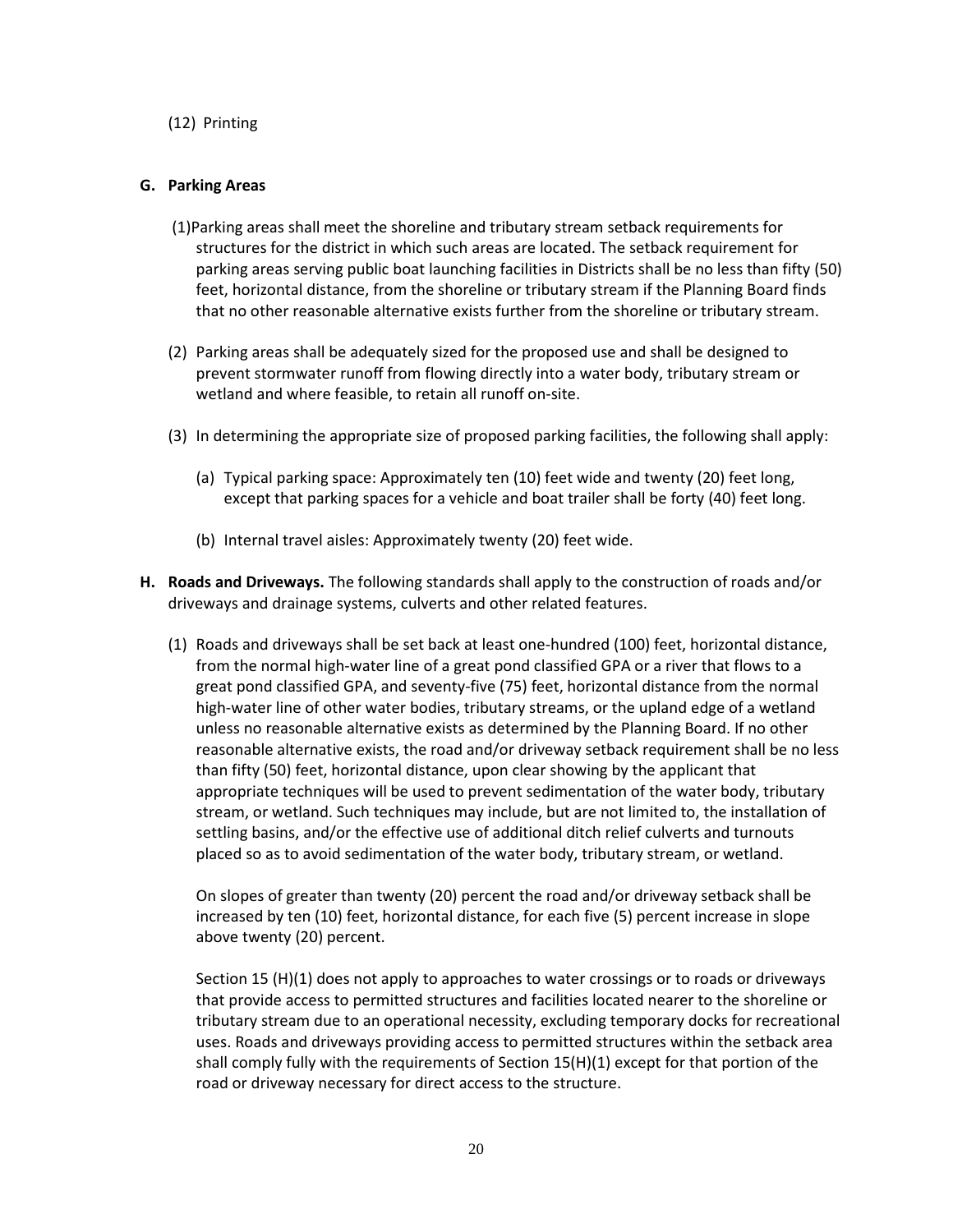(12) Printing

**G. Parking Areas**

(1) Parking areas shall meet the shoreline and tributary stream setback requirements for structures for the district in which such areas are located. The setback requirement for parking areas serving public boat launching facilities in Districts shall be no less than fifty (50) feet, horizontal distance, from the shoreline or tributary stream if the Planning Board finds that no other reasonable alternative exists further from the shoreline or tributary stream.

(2) Parking areas shall be adequately sized for the proposed use and shall be designed to prevent stormwater runoff from flowing directly into a water body, tributary stream or wetland and where feasible, to retain all runoff on-site.

(3) In determining the appropriate size of proposed parking facilities, the following shall apply:

(a) Typical parking space: Approximately ten (10) feet wide and twenty (20) feet long, except that parking spaces for a vehicle and boat trailer shall be forty (40) feet long.

(b) Internal travel aisles: Approximately twenty (20) feet wide.

**H. Roads and Driveways.** The following standards shall apply to the construction of roads and/or driveways and drainage systems, culverts and other related features.

(1) Roads and driveways shall be set back at least one-hundred (100) feet, horizontal distance, from the normal high-water line of a great pond classified GPA or a river that flows to a great pond classified GPA, and seventy-five (75) feet, horizontal distance from the normal high-water line of other water bodies, tributary streams, or the upland edge of a wetland unless no reasonable alternative exists as determined by the Planning Board. If no other reasonable alternative exists, the road and/or driveway setback requirement shall be no less than fifty (50) feet, horizontal distance, upon clear showing by the applicant that appropriate techniques will be used to prevent sedimentation of the water body, tributary stream, or wetland. Such techniques may include, but are not limited to, the installation of settling basins, and/or the effective use of additional ditch relief culverts and turnouts placed so as to avoid sedimentation of the water body, tributary stream, or wetland.

On slopes of greater than twenty (20) percent the road and/or driveway setback shall be increased by ten (10) feet, horizontal distance, for each five (5) percent increase in slope above twenty (20) percent.

Section 15 (H)(1) does not apply to approaches to water crossings or to roads or driveways that provide access to permitted structures and facilities located nearer to the shoreline or tributary stream due to an operational necessity, excluding temporary docks for recreational uses. Roads and driveways providing access to permitted structures within the setback area shall comply fully with the requirements of Section 15(H)(1) except for that portion of the road or driveway necessary for direct access to the structure.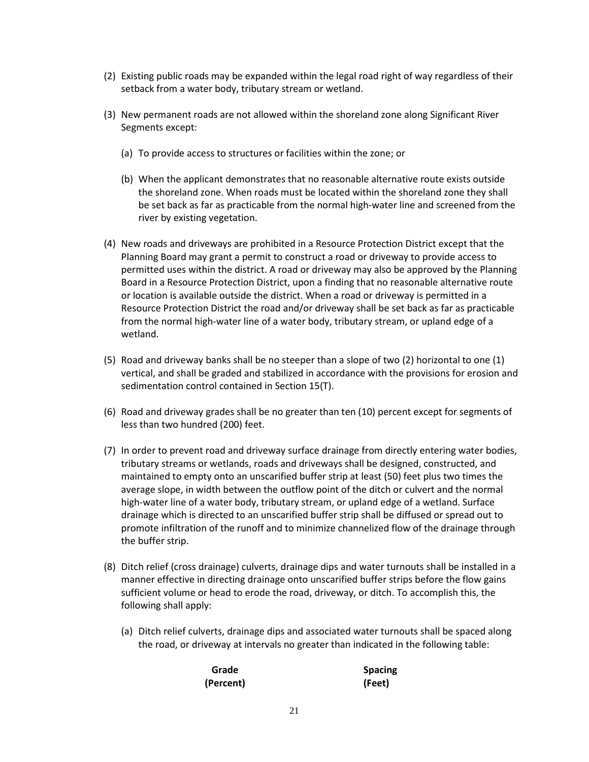(2) Existing public roads may be expanded within the legal road right of way regardless of their setback from a water body, tributary stream or wetland.

(3) New permanent roads are not allowed within the shoreland zone along Significant River Segments except:

   (a) To provide access to structures or facilities within the zone; or

   (b) When the applicant demonstrates that no reasonable alternative route exists outside the shoreland zone. When roads must be located within the shoreland zone they shall be set back as far as practicable from the normal high-water line and screened from the river by existing vegetation.

(4) New roads and driveways are prohibited in a Resource Protection District except that the Planning Board may grant a permit to construct a road or driveway to provide access to permitted uses within the district. A road or driveway may also be approved by the Planning Board in a Resource Protection District, upon a finding that no reasonable alternative route or location is available outside the district. When a road or driveway is permitted in a Resource Protection District the road and/or driveway shall be set back as far as practicable from the normal high-water line of a water body, tributary stream, or upland edge of a wetland.

(5) Road and driveway banks shall be no steeper than a slope of two (2) horizontal to one (1) vertical, and shall be graded and stabilized in accordance with the provisions for erosion and sedimentation control contained in Section 15(T).

(6) Road and driveway grades shall be no greater than ten (10) percent except for segments of less than two hundred (200) feet.

(7) In order to prevent road and driveway surface drainage from directly entering water bodies, tributary streams or wetlands, roads and driveways shall be designed, constructed, and maintained to empty onto an unscarified buffer strip at least (50) feet plus two times the average slope, in width between the outflow point of the ditch or culvert and the normal high-water line of a water body, tributary stream, or upland edge of a wetland. Surface drainage which is directed to an unscarified buffer strip shall be diffused or spread out to promote infiltration of the runoff and to minimize channelized flow of the drainage through the buffer strip.

(8) Ditch relief (cross drainage) culverts, drainage dips and water turnouts shall be installed in a manner effective in directing drainage onto unscarified buffer strips before the flow gains sufficient volume or head to erode the road, driveway, or ditch. To accomplish this, the following shall apply:

   (a) Ditch relief culverts, drainage dips and associated water turnouts shall be spaced along the road, or driveway at intervals no greater than indicated in the following table:

| Grade (Percent) | Spacing (Feet) |
|---|---|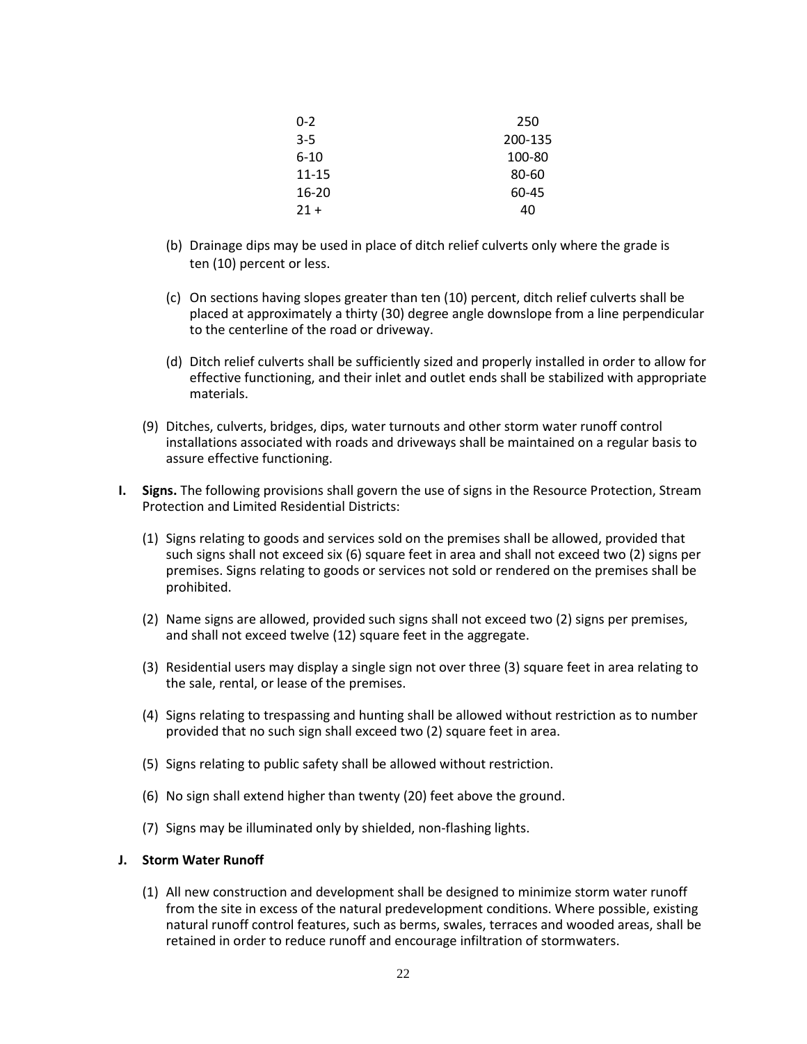| | |
|---|---|
| 0-2 | 250 |
| 3-5 | 200-135 |
| 6-10 | 100-80 |
| 11-15 | 80-60 |
| 16-20 | 60-45 |
| 21 + | 40 |

(b) Drainage dips may be used in place of ditch relief culverts only where the grade is ten (10) percent or less.

(c) On sections having slopes greater than ten (10) percent, ditch relief culverts shall be placed at approximately a thirty (30) degree angle downslope from a line perpendicular to the centerline of the road or driveway.

(d) Ditch relief culverts shall be sufficiently sized and properly installed in order to allow for effective functioning, and their inlet and outlet ends shall be stabilized with appropriate materials.

(9) Ditches, culverts, bridges, dips, water turnouts and other storm water runoff control installations associated with roads and driveways shall be maintained on a regular basis to assure effective functioning.

**I. Signs.** The following provisions shall govern the use of signs in the Resource Protection, Stream Protection and Limited Residential Districts:

(1) Signs relating to goods and services sold on the premises shall be allowed, provided that such signs shall not exceed six (6) square feet in area and shall not exceed two (2) signs per premises. Signs relating to goods or services not sold or rendered on the premises shall be prohibited.

(2) Name signs are allowed, provided such signs shall not exceed two (2) signs per premises, and shall not exceed twelve (12) square feet in the aggregate.

(3) Residential users may display a single sign not over three (3) square feet in area relating to the sale, rental, or lease of the premises.

(4) Signs relating to trespassing and hunting shall be allowed without restriction as to number provided that no such sign shall exceed two (2) square feet in area.

(5) Signs relating to public safety shall be allowed without restriction.

(6) No sign shall extend higher than twenty (20) feet above the ground.

(7) Signs may be illuminated only by shielded, non-flashing lights.

**J. Storm Water Runoff**

(1) All new construction and development shall be designed to minimize storm water runoff from the site in excess of the natural predevelopment conditions. Where possible, existing natural runoff control features, such as berms, swales, terraces and wooded areas, shall be retained in order to reduce runoff and encourage infiltration of stormwaters.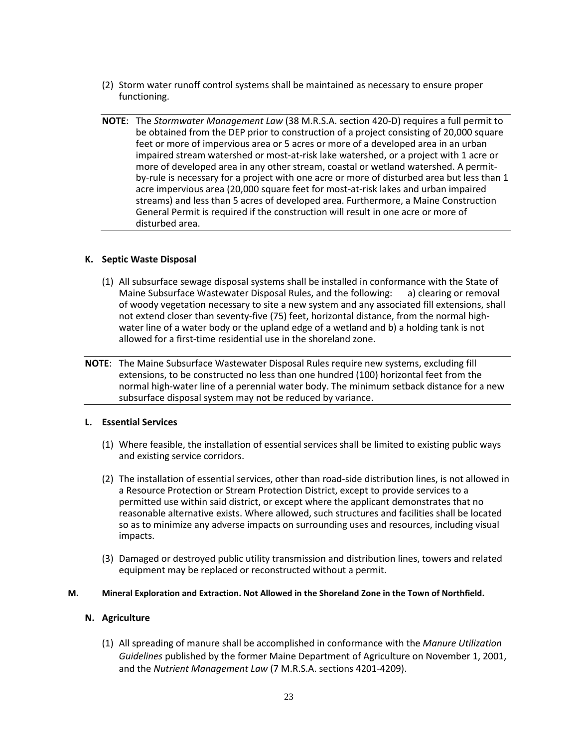(2) Storm water runoff control systems shall be maintained as necessary to ensure proper functioning.

**NOTE**: The *Stormwater Management Law* (38 M.R.S.A. section 420-D) requires a full permit to be obtained from the DEP prior to construction of a project consisting of 20,000 square feet or more of impervious area or 5 acres or more of a developed area in an urban impaired stream watershed or most-at-risk lake watershed, or a project with 1 acre or more of developed area in any other stream, coastal or wetland watershed. A permit-by-rule is necessary for a project with one acre or more of disturbed area but less than 1 acre impervious area (20,000 square feet for most-at-risk lakes and urban impaired streams) and less than 5 acres of developed area. Furthermore, a Maine Construction General Permit is required if the construction will result in one acre or more of disturbed area.

**K. Septic Waste Disposal**

(1) All subsurface sewage disposal systems shall be installed in conformance with the State of Maine Subsurface Wastewater Disposal Rules, and the following: a) clearing or removal of woody vegetation necessary to site a new system and any associated fill extensions, shall not extend closer than seventy-five (75) feet, horizontal distance, from the normal high-water line of a water body or the upland edge of a wetland and b) a holding tank is not allowed for a first-time residential use in the shoreland zone.

**NOTE**: The Maine Subsurface Wastewater Disposal Rules require new systems, excluding fill extensions, to be constructed no less than one hundred (100) horizontal feet from the normal high-water line of a perennial water body. The minimum setback distance for a new subsurface disposal system may not be reduced by variance.

**L. Essential Services**

(1) Where feasible, the installation of essential services shall be limited to existing public ways and existing service corridors.

(2) The installation of essential services, other than road-side distribution lines, is not allowed in a Resource Protection or Stream Protection District, except to provide services to a permitted use within said district, or except where the applicant demonstrates that no reasonable alternative exists. Where allowed, such structures and facilities shall be located so as to minimize any adverse impacts on surrounding uses and resources, including visual impacts.

(3) Damaged or destroyed public utility transmission and distribution lines, towers and related equipment may be replaced or reconstructed without a permit.

**M. Mineral Exploration and Extraction. Not Allowed in the Shoreland Zone in the Town of Northfield.**

**N. Agriculture**

(1) All spreading of manure shall be accomplished in conformance with the *Manure Utilization Guidelines* published by the former Maine Department of Agriculture on November 1, 2001, and the *Nutrient Management Law* (7 M.R.S.A. sections 4201-4209).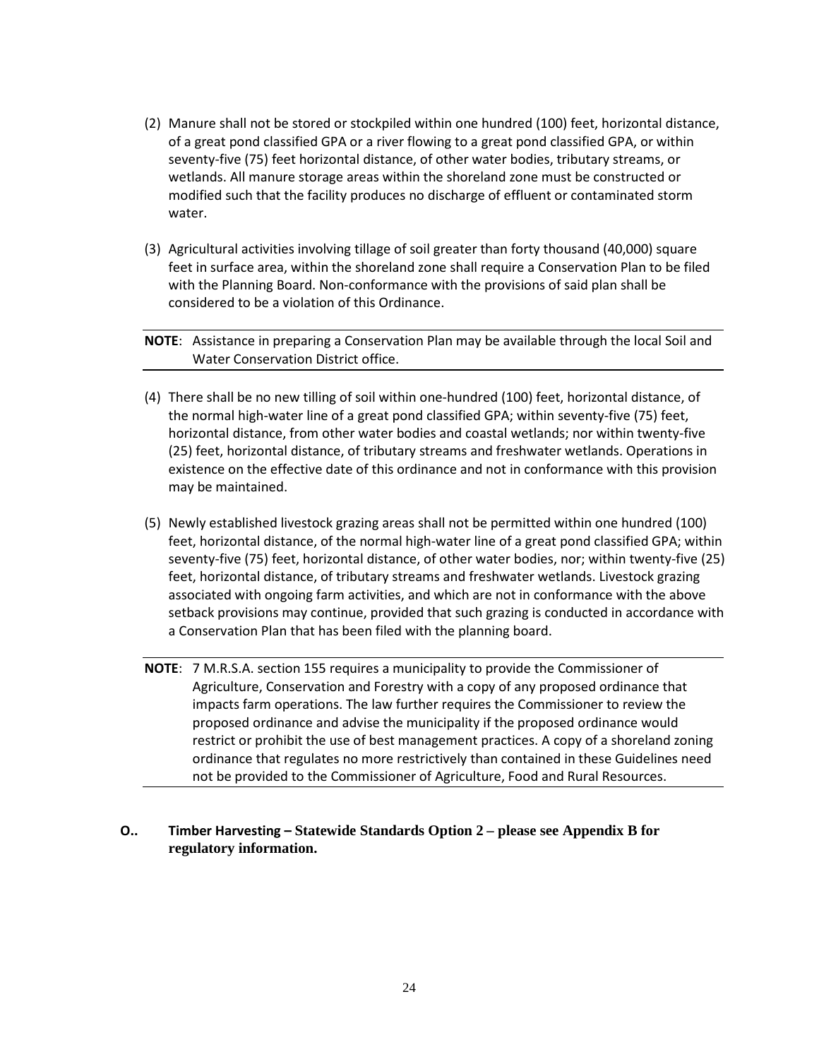(2) Manure shall not be stored or stockpiled within one hundred (100) feet, horizontal distance, of a great pond classified GPA or a river flowing to a great pond classified GPA, or within seventy-five (75) feet horizontal distance, of other water bodies, tributary streams, or wetlands. All manure storage areas within the shoreland zone must be constructed or modified such that the facility produces no discharge of effluent or contaminated storm water.

(3) Agricultural activities involving tillage of soil greater than forty thousand (40,000) square feet in surface area, within the shoreland zone shall require a Conservation Plan to be filed with the Planning Board. Non-conformance with the provisions of said plan shall be considered to be a violation of this Ordinance.

---

**NOTE**: Assistance in preparing a Conservation Plan may be available through the local Soil and Water Conservation District office.

---

(4) There shall be no new tilling of soil within one-hundred (100) feet, horizontal distance, of the normal high-water line of a great pond classified GPA; within seventy-five (75) feet, horizontal distance, from other water bodies and coastal wetlands; nor within twenty-five (25) feet, horizontal distance, of tributary streams and freshwater wetlands. Operations in existence on the effective date of this ordinance and not in conformance with this provision may be maintained.

(5) Newly established livestock grazing areas shall not be permitted within one hundred (100) feet, horizontal distance, of the normal high-water line of a great pond classified GPA; within seventy-five (75) feet, horizontal distance, of other water bodies, nor; within twenty-five (25) feet, horizontal distance, of tributary streams and freshwater wetlands. Livestock grazing associated with ongoing farm activities, and which are not in conformance with the above setback provisions may continue, provided that such grazing is conducted in accordance with a Conservation Plan that has been filed with the planning board.

---

**NOTE**: 7 M.R.S.A. section 155 requires a municipality to provide the Commissioner of Agriculture, Conservation and Forestry with a copy of any proposed ordinance that impacts farm operations. The law further requires the Commissioner to review the proposed ordinance and advise the municipality if the proposed ordinance would restrict or prohibit the use of best management practices. A copy of a shoreland zoning ordinance that regulates no more restrictively than contained in these Guidelines need not be provided to the Commissioner of Agriculture, Food and Rural Resources.

---

**O.. Timber Harvesting – Statewide Standards Option 2 – please see Appendix B for regulatory information.**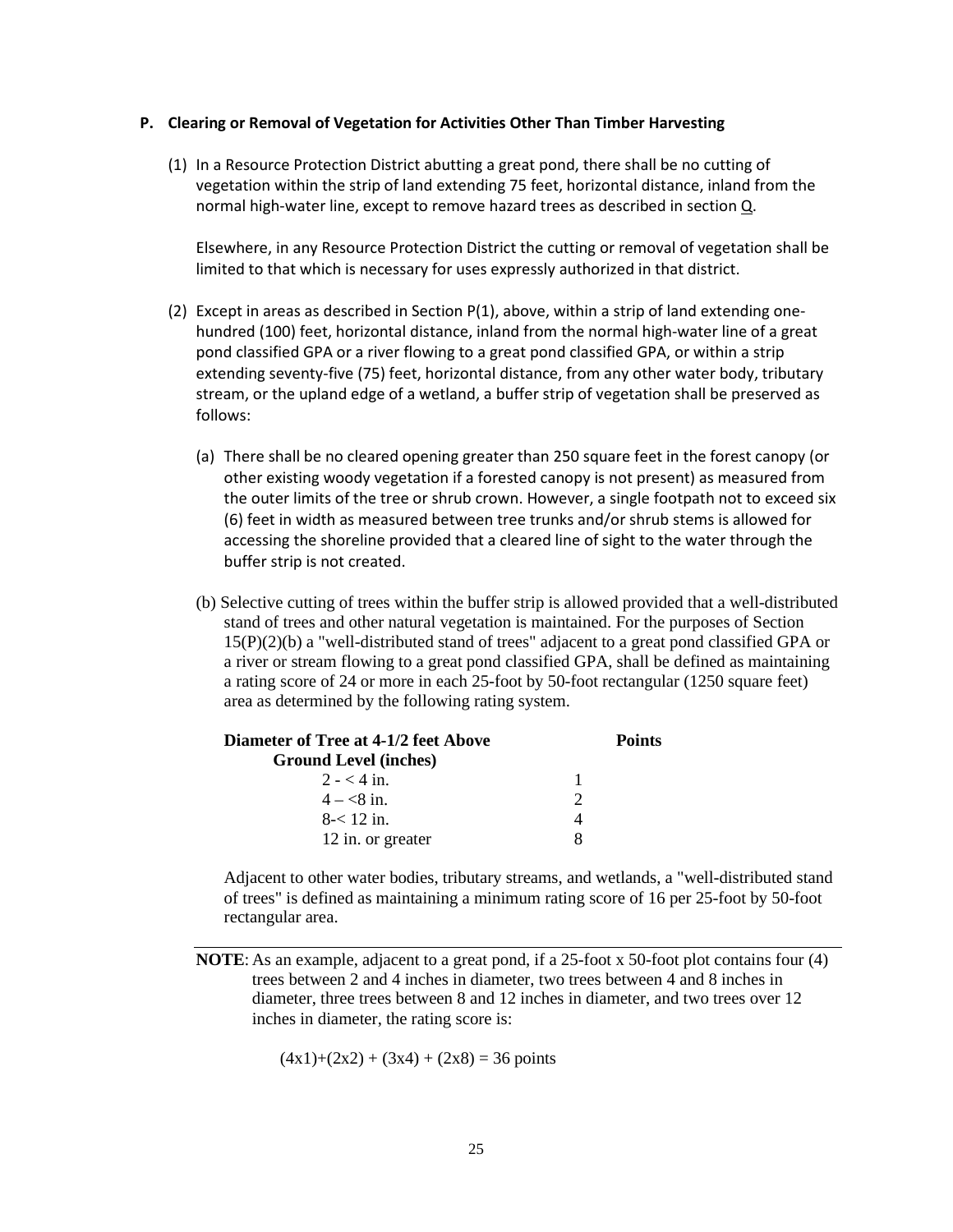**P. Clearing or Removal of Vegetation for Activities Other Than Timber Harvesting**

(1) In a Resource Protection District abutting a great pond, there shall be no cutting of vegetation within the strip of land extending 75 feet, horizontal distance, inland from the normal high-water line, except to remove hazard trees as described in section Q.

Elsewhere, in any Resource Protection District the cutting or removal of vegetation shall be limited to that which is necessary for uses expressly authorized in that district.

(2) Except in areas as described in Section P(1), above, within a strip of land extending one-hundred (100) feet, horizontal distance, inland from the normal high-water line of a great pond classified GPA or a river flowing to a great pond classified GPA, or within a strip extending seventy-five (75) feet, horizontal distance, from any other water body, tributary stream, or the upland edge of a wetland, a buffer strip of vegetation shall be preserved as follows:

(a) There shall be no cleared opening greater than 250 square feet in the forest canopy (or other existing woody vegetation if a forested canopy is not present) as measured from the outer limits of the tree or shrub crown. However, a single footpath not to exceed six (6) feet in width as measured between tree trunks and/or shrub stems is allowed for accessing the shoreline provided that a cleared line of sight to the water through the buffer strip is not created.

(b) Selective cutting of trees within the buffer strip is allowed provided that a well-distributed stand of trees and other natural vegetation is maintained. For the purposes of Section 15(P)(2)(b) a "well-distributed stand of trees" adjacent to a great pond classified GPA or a river or stream flowing to a great pond classified GPA, shall be defined as maintaining a rating score of 24 or more in each 25-foot by 50-foot rectangular (1250 square feet) area as determined by the following rating system.

| Diameter of Tree at 4-1/2 feet Above Ground Level (inches) | Points |
|---|---|
| 2 - < 4 in. | 1 |
| 4 – <8 in. | 2 |
| 8-< 12 in. | 4 |
| 12 in. or greater | 8 |

Adjacent to other water bodies, tributary streams, and wetlands, a "well-distributed stand of trees" is defined as maintaining a minimum rating score of 16 per 25-foot by 50-foot rectangular area.

**NOTE**: As an example, adjacent to a great pond, if a 25-foot x 50-foot plot contains four (4) trees between 2 and 4 inches in diameter, two trees between 4 and 8 inches in diameter, three trees between 8 and 12 inches in diameter, and two trees over 12 inches in diameter, the rating score is:

$(4x1)+(2x2) + (3x4) + (2x8) = 36$ points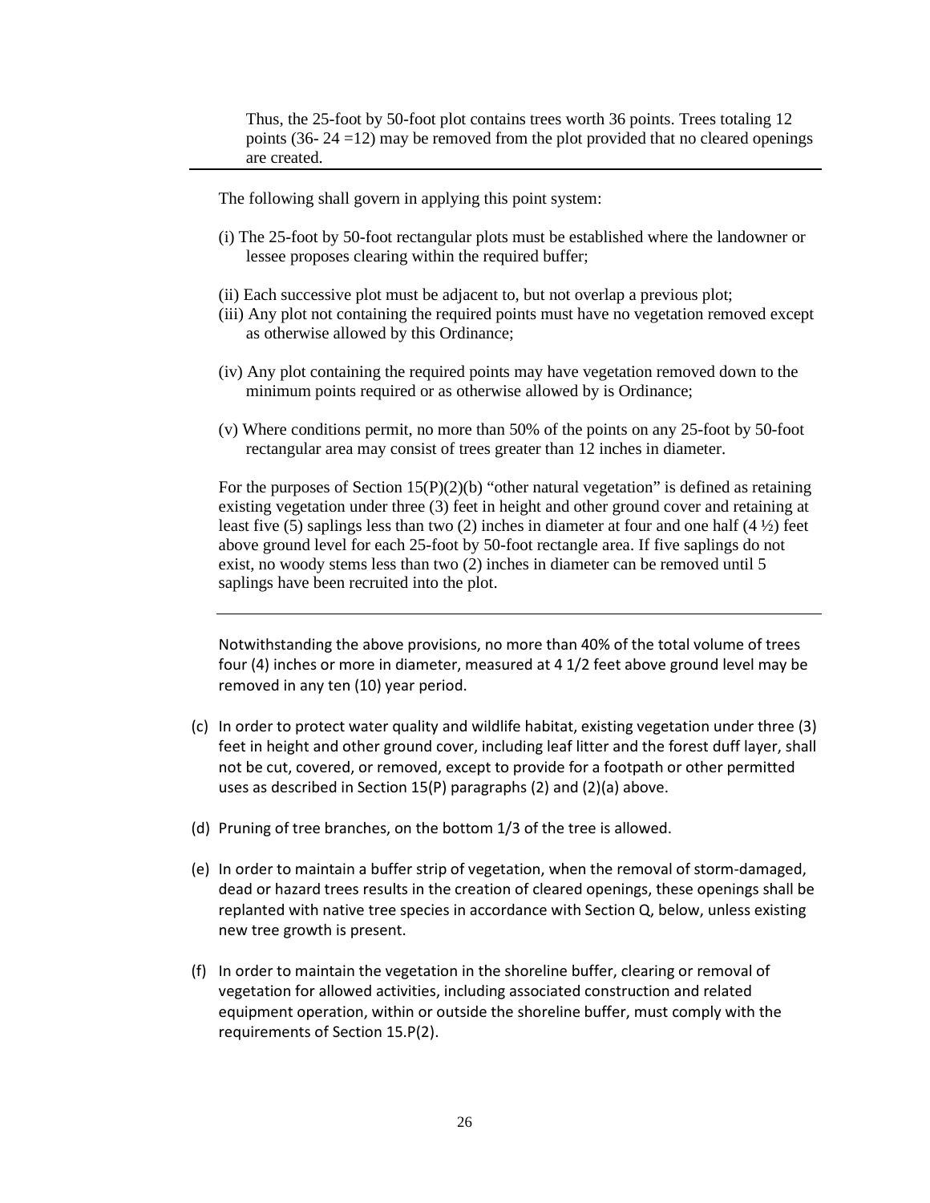Thus, the 25-foot by 50-foot plot contains trees worth 36 points. Trees totaling 12 points (36- 24 =12) may be removed from the plot provided that no cleared openings are created.

---

The following shall govern in applying this point system:

(i) The 25-foot by 50-foot rectangular plots must be established where the landowner or lessee proposes clearing within the required buffer;

(ii) Each successive plot must be adjacent to, but not overlap a previous plot;

(iii) Any plot not containing the required points must have no vegetation removed except as otherwise allowed by this Ordinance;

(iv) Any plot containing the required points may have vegetation removed down to the minimum points required or as otherwise allowed by is Ordinance;

(v) Where conditions permit, no more than 50% of the points on any 25-foot by 50-foot rectangular area may consist of trees greater than 12 inches in diameter.

For the purposes of Section 15(P)(2)(b) "other natural vegetation" is defined as retaining existing vegetation under three (3) feet in height and other ground cover and retaining at least five (5) saplings less than two (2) inches in diameter at four and one half (4 ½) feet above ground level for each 25-foot by 50-foot rectangle area. If five saplings do not exist, no woody stems less than two (2) inches in diameter can be removed until 5 saplings have been recruited into the plot.

---

Notwithstanding the above provisions, no more than 40% of the total volume of trees four (4) inches or more in diameter, measured at 4 1/2 feet above ground level may be removed in any ten (10) year period.

(c) In order to protect water quality and wildlife habitat, existing vegetation under three (3) feet in height and other ground cover, including leaf litter and the forest duff layer, shall not be cut, covered, or removed, except to provide for a footpath or other permitted uses as described in Section 15(P) paragraphs (2) and (2)(a) above.

(d) Pruning of tree branches, on the bottom 1/3 of the tree is allowed.

(e) In order to maintain a buffer strip of vegetation, when the removal of storm-damaged, dead or hazard trees results in the creation of cleared openings, these openings shall be replanted with native tree species in accordance with Section Q, below, unless existing new tree growth is present.

(f) In order to maintain the vegetation in the shoreline buffer, clearing or removal of vegetation for allowed activities, including associated construction and related equipment operation, within or outside the shoreline buffer, must comply with the requirements of Section 15.P(2).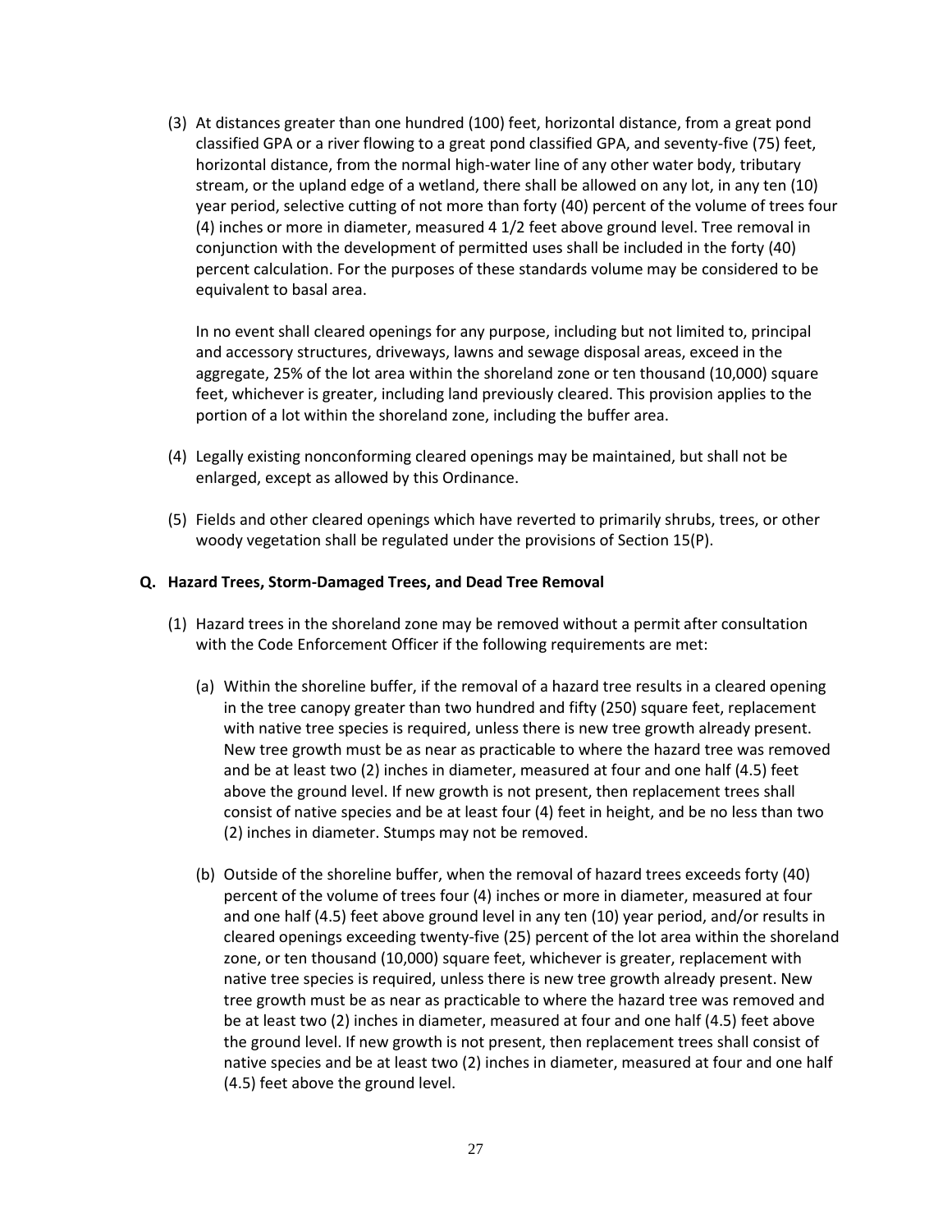(3) At distances greater than one hundred (100) feet, horizontal distance, from a great pond classified GPA or a river flowing to a great pond classified GPA, and seventy-five (75) feet, horizontal distance, from the normal high-water line of any other water body, tributary stream, or the upland edge of a wetland, there shall be allowed on any lot, in any ten (10) year period, selective cutting of not more than forty (40) percent of the volume of trees four (4) inches or more in diameter, measured 4 1/2 feet above ground level. Tree removal in conjunction with the development of permitted uses shall be included in the forty (40) percent calculation. For the purposes of these standards volume may be considered to be equivalent to basal area.

In no event shall cleared openings for any purpose, including but not limited to, principal and accessory structures, driveways, lawns and sewage disposal areas, exceed in the aggregate, 25% of the lot area within the shoreland zone or ten thousand (10,000) square feet, whichever is greater, including land previously cleared. This provision applies to the portion of a lot within the shoreland zone, including the buffer area.

(4) Legally existing nonconforming cleared openings may be maintained, but shall not be enlarged, except as allowed by this Ordinance.

(5) Fields and other cleared openings which have reverted to primarily shrubs, trees, or other woody vegetation shall be regulated under the provisions of Section 15(P).

**Q. Hazard Trees, Storm-Damaged Trees, and Dead Tree Removal**

(1) Hazard trees in the shoreland zone may be removed without a permit after consultation with the Code Enforcement Officer if the following requirements are met:

(a) Within the shoreline buffer, if the removal of a hazard tree results in a cleared opening in the tree canopy greater than two hundred and fifty (250) square feet, replacement with native tree species is required, unless there is new tree growth already present. New tree growth must be as near as practicable to where the hazard tree was removed and be at least two (2) inches in diameter, measured at four and one half (4.5) feet above the ground level. If new growth is not present, then replacement trees shall consist of native species and be at least four (4) feet in height, and be no less than two (2) inches in diameter. Stumps may not be removed.

(b) Outside of the shoreline buffer, when the removal of hazard trees exceeds forty (40) percent of the volume of trees four (4) inches or more in diameter, measured at four and one half (4.5) feet above ground level in any ten (10) year period, and/or results in cleared openings exceeding twenty-five (25) percent of the lot area within the shoreland zone, or ten thousand (10,000) square feet, whichever is greater, replacement with native tree species is required, unless there is new tree growth already present. New tree growth must be as near as practicable to where the hazard tree was removed and be at least two (2) inches in diameter, measured at four and one half (4.5) feet above the ground level. If new growth is not present, then replacement trees shall consist of native species and be at least two (2) inches in diameter, measured at four and one half (4.5) feet above the ground level.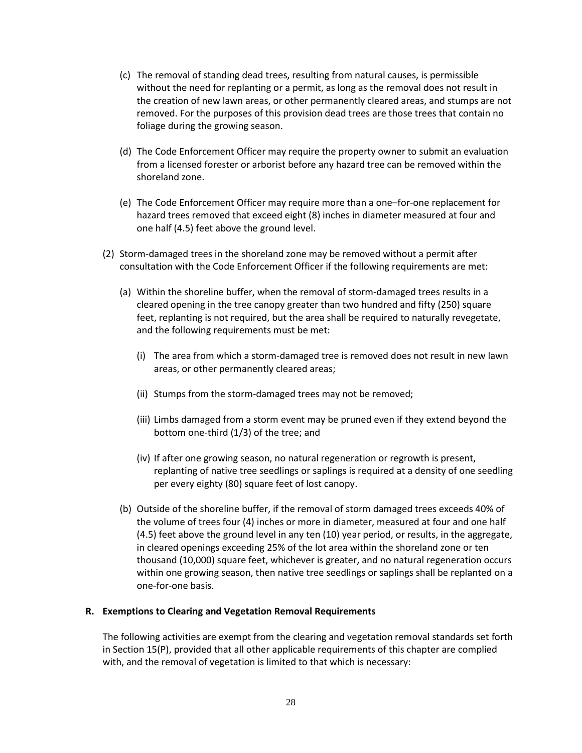(c) The removal of standing dead trees, resulting from natural causes, is permissible without the need for replanting or a permit, as long as the removal does not result in the creation of new lawn areas, or other permanently cleared areas, and stumps are not removed. For the purposes of this provision dead trees are those trees that contain no foliage during the growing season.

(d) The Code Enforcement Officer may require the property owner to submit an evaluation from a licensed forester or arborist before any hazard tree can be removed within the shoreland zone.

(e) The Code Enforcement Officer may require more than a one–for-one replacement for hazard trees removed that exceed eight (8) inches in diameter measured at four and one half (4.5) feet above the ground level.

(2) Storm-damaged trees in the shoreland zone may be removed without a permit after consultation with the Code Enforcement Officer if the following requirements are met:

(a) Within the shoreline buffer, when the removal of storm-damaged trees results in a cleared opening in the tree canopy greater than two hundred and fifty (250) square feet, replanting is not required, but the area shall be required to naturally revegetate, and the following requirements must be met:

(i) The area from which a storm-damaged tree is removed does not result in new lawn areas, or other permanently cleared areas;

(ii) Stumps from the storm-damaged trees may not be removed;

(iii) Limbs damaged from a storm event may be pruned even if they extend beyond the bottom one-third (1/3) of the tree; and

(iv) If after one growing season, no natural regeneration or regrowth is present, replanting of native tree seedlings or saplings is required at a density of one seedling per every eighty (80) square feet of lost canopy.

(b) Outside of the shoreline buffer, if the removal of storm damaged trees exceeds 40% of the volume of trees four (4) inches or more in diameter, measured at four and one half (4.5) feet above the ground level in any ten (10) year period, or results, in the aggregate, in cleared openings exceeding 25% of the lot area within the shoreland zone or ten thousand (10,000) square feet, whichever is greater, and no natural regeneration occurs within one growing season, then native tree seedlings or saplings shall be replanted on a one-for-one basis.

**R. Exemptions to Clearing and Vegetation Removal Requirements**

The following activities are exempt from the clearing and vegetation removal standards set forth in Section 15(P), provided that all other applicable requirements of this chapter are complied with, and the removal of vegetation is limited to that which is necessary: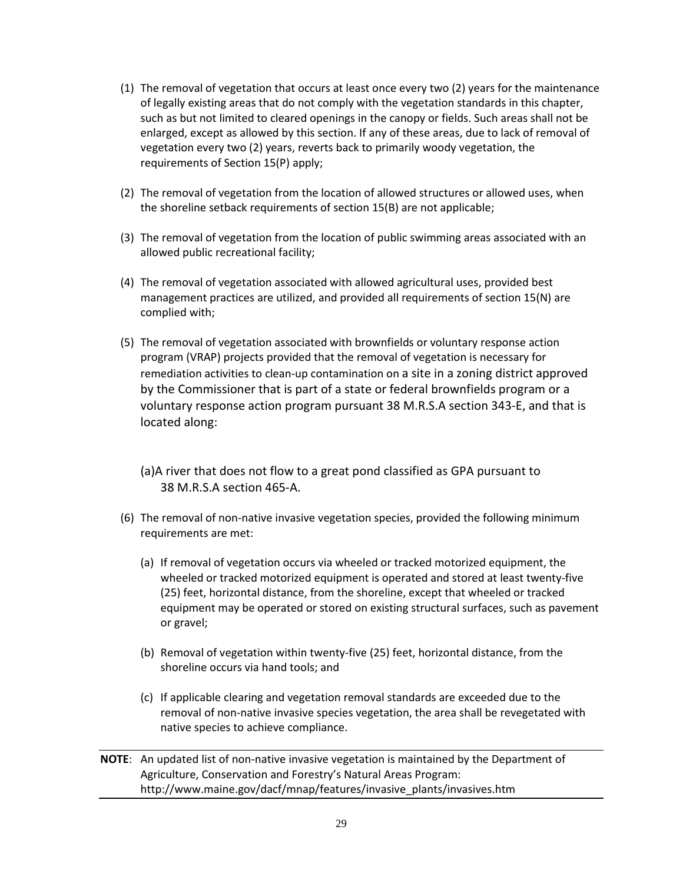(1) The removal of vegetation that occurs at least once every two (2) years for the maintenance of legally existing areas that do not comply with the vegetation standards in this chapter, such as but not limited to cleared openings in the canopy or fields. Such areas shall not be enlarged, except as allowed by this section. If any of these areas, due to lack of removal of vegetation every two (2) years, reverts back to primarily woody vegetation, the requirements of Section 15(P) apply;

(2) The removal of vegetation from the location of allowed structures or allowed uses, when the shoreline setback requirements of section 15(B) are not applicable;

(3) The removal of vegetation from the location of public swimming areas associated with an allowed public recreational facility;

(4) The removal of vegetation associated with allowed agricultural uses, provided best management practices are utilized, and provided all requirements of section 15(N) are complied with;

(5) The removal of vegetation associated with brownfields or voluntary response action program (VRAP) projects provided that the removal of vegetation is necessary for remediation activities to clean-up contamination on a site in a zoning district approved by the Commissioner that is part of a state or federal brownfields program or a voluntary response action program pursuant 38 M.R.S.A section 343-E, and that is located along:

    (a) A river that does not flow to a great pond classified as GPA pursuant to 38 M.R.S.A section 465-A.

(6) The removal of non-native invasive vegetation species, provided the following minimum requirements are met:

    (a) If removal of vegetation occurs via wheeled or tracked motorized equipment, the wheeled or tracked motorized equipment is operated and stored at least twenty-five (25) feet, horizontal distance, from the shoreline, except that wheeled or tracked equipment may be operated or stored on existing structural surfaces, such as pavement or gravel;

    (b) Removal of vegetation within twenty-five (25) feet, horizontal distance, from the shoreline occurs via hand tools; and

    (c) If applicable clearing and vegetation removal standards are exceeded due to the removal of non-native invasive species vegetation, the area shall be revegetated with native species to achieve compliance.

**NOTE**: An updated list of non-native invasive vegetation is maintained by the Department of Agriculture, Conservation and Forestry's Natural Areas Program: http://www.maine.gov/dacf/mnap/features/invasive_plants/invasives.htm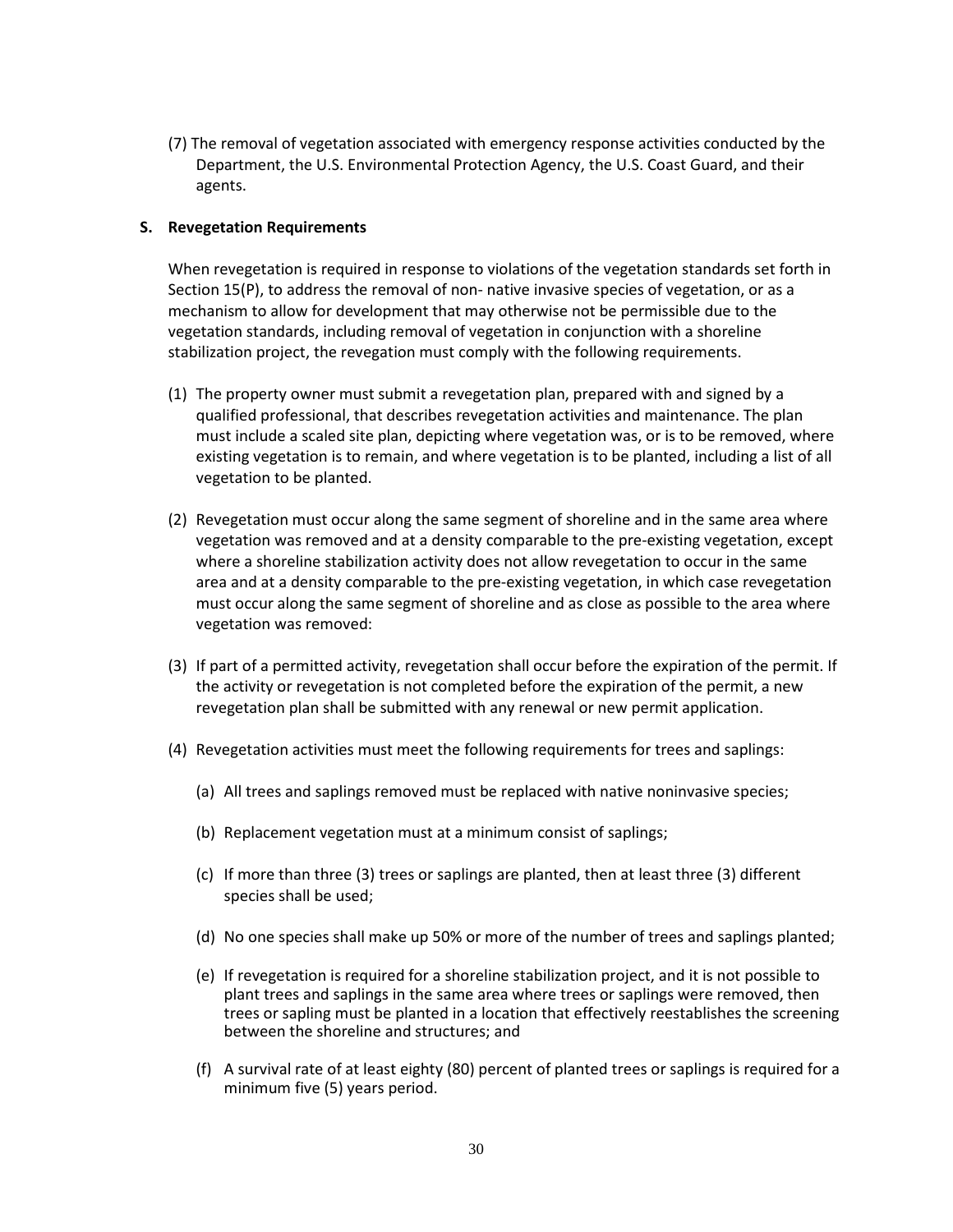(7) The removal of vegetation associated with emergency response activities conducted by the Department, the U.S. Environmental Protection Agency, the U.S. Coast Guard, and their agents.

**S. Revegetation Requirements**

When revegetation is required in response to violations of the vegetation standards set forth in Section 15(P), to address the removal of non- native invasive species of vegetation, or as a mechanism to allow for development that may otherwise not be permissible due to the vegetation standards, including removal of vegetation in conjunction with a shoreline stabilization project, the revegation must comply with the following requirements.

(1) The property owner must submit a revegetation plan, prepared with and signed by a qualified professional, that describes revegetation activities and maintenance. The plan must include a scaled site plan, depicting where vegetation was, or is to be removed, where existing vegetation is to remain, and where vegetation is to be planted, including a list of all vegetation to be planted.

(2) Revegetation must occur along the same segment of shoreline and in the same area where vegetation was removed and at a density comparable to the pre-existing vegetation, except where a shoreline stabilization activity does not allow revegetation to occur in the same area and at a density comparable to the pre-existing vegetation, in which case revegetation must occur along the same segment of shoreline and as close as possible to the area where vegetation was removed:

(3) If part of a permitted activity, revegetation shall occur before the expiration of the permit. If the activity or revegetation is not completed before the expiration of the permit, a new revegetation plan shall be submitted with any renewal or new permit application.

(4) Revegetation activities must meet the following requirements for trees and saplings:

(a) All trees and saplings removed must be replaced with native noninvasive species;

(b) Replacement vegetation must at a minimum consist of saplings;

(c) If more than three (3) trees or saplings are planted, then at least three (3) different species shall be used;

(d) No one species shall make up 50% or more of the number of trees and saplings planted;

(e) If revegetation is required for a shoreline stabilization project, and it is not possible to plant trees and saplings in the same area where trees or saplings were removed, then trees or sapling must be planted in a location that effectively reestablishes the screening between the shoreline and structures; and

(f) A survival rate of at least eighty (80) percent of planted trees or saplings is required for a minimum five (5) years period.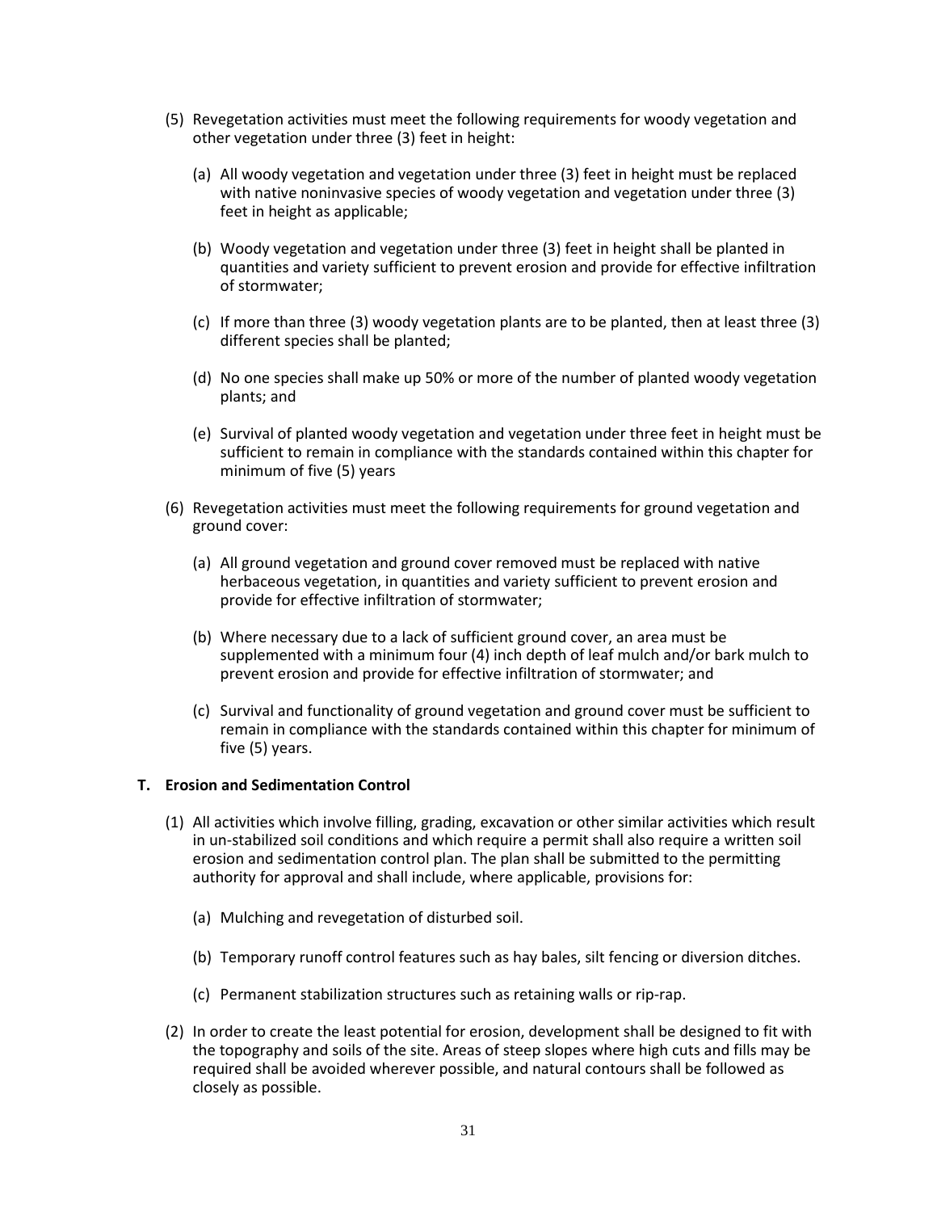(5) Revegetation activities must meet the following requirements for woody vegetation and other vegetation under three (3) feet in height:

   (a) All woody vegetation and vegetation under three (3) feet in height must be replaced with native noninvasive species of woody vegetation and vegetation under three (3) feet in height as applicable;

   (b) Woody vegetation and vegetation under three (3) feet in height shall be planted in quantities and variety sufficient to prevent erosion and provide for effective infiltration of stormwater;

   (c) If more than three (3) woody vegetation plants are to be planted, then at least three (3) different species shall be planted;

   (d) No one species shall make up 50% or more of the number of planted woody vegetation plants; and

   (e) Survival of planted woody vegetation and vegetation under three feet in height must be sufficient to remain in compliance with the standards contained within this chapter for minimum of five (5) years

(6) Revegetation activities must meet the following requirements for ground vegetation and ground cover:

   (a) All ground vegetation and ground cover removed must be replaced with native herbaceous vegetation, in quantities and variety sufficient to prevent erosion and provide for effective infiltration of stormwater;

   (b) Where necessary due to a lack of sufficient ground cover, an area must be supplemented with a minimum four (4) inch depth of leaf mulch and/or bark mulch to prevent erosion and provide for effective infiltration of stormwater; and

   (c) Survival and functionality of ground vegetation and ground cover must be sufficient to remain in compliance with the standards contained within this chapter for minimum of five (5) years.

**T. Erosion and Sedimentation Control**

(1) All activities which involve filling, grading, excavation or other similar activities which result in un-stabilized soil conditions and which require a permit shall also require a written soil erosion and sedimentation control plan. The plan shall be submitted to the permitting authority for approval and shall include, where applicable, provisions for:

   (a) Mulching and revegetation of disturbed soil.

   (b) Temporary runoff control features such as hay bales, silt fencing or diversion ditches.

   (c) Permanent stabilization structures such as retaining walls or rip-rap.

(2) In order to create the least potential for erosion, development shall be designed to fit with the topography and soils of the site. Areas of steep slopes where high cuts and fills may be required shall be avoided wherever possible, and natural contours shall be followed as closely as possible.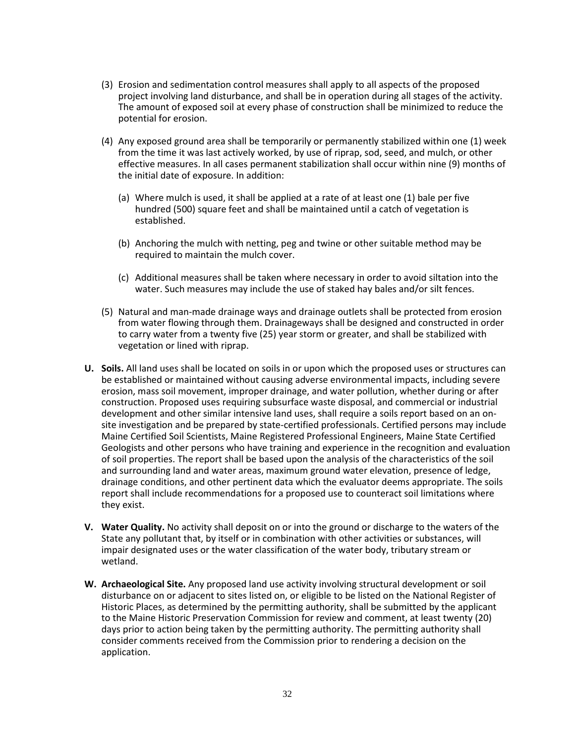(3) Erosion and sedimentation control measures shall apply to all aspects of the proposed project involving land disturbance, and shall be in operation during all stages of the activity. The amount of exposed soil at every phase of construction shall be minimized to reduce the potential for erosion.

(4) Any exposed ground area shall be temporarily or permanently stabilized within one (1) week from the time it was last actively worked, by use of riprap, sod, seed, and mulch, or other effective measures. In all cases permanent stabilization shall occur within nine (9) months of the initial date of exposure. In addition:

   (a) Where mulch is used, it shall be applied at a rate of at least one (1) bale per five hundred (500) square feet and shall be maintained until a catch of vegetation is established.

   (b) Anchoring the mulch with netting, peg and twine or other suitable method may be required to maintain the mulch cover.

   (c) Additional measures shall be taken where necessary in order to avoid siltation into the water. Such measures may include the use of staked hay bales and/or silt fences.

(5) Natural and man-made drainage ways and drainage outlets shall be protected from erosion from water flowing through them. Drainageways shall be designed and constructed in order to carry water from a twenty five (25) year storm or greater, and shall be stabilized with vegetation or lined with riprap.

**U. Soils.** All land uses shall be located on soils in or upon which the proposed uses or structures can be established or maintained without causing adverse environmental impacts, including severe erosion, mass soil movement, improper drainage, and water pollution, whether during or after construction. Proposed uses requiring subsurface waste disposal, and commercial or industrial development and other similar intensive land uses, shall require a soils report based on an on-site investigation and be prepared by state-certified professionals. Certified persons may include Maine Certified Soil Scientists, Maine Registered Professional Engineers, Maine State Certified Geologists and other persons who have training and experience in the recognition and evaluation of soil properties. The report shall be based upon the analysis of the characteristics of the soil and surrounding land and water areas, maximum ground water elevation, presence of ledge, drainage conditions, and other pertinent data which the evaluator deems appropriate. The soils report shall include recommendations for a proposed use to counteract soil limitations where they exist.

**V. Water Quality.** No activity shall deposit on or into the ground or discharge to the waters of the State any pollutant that, by itself or in combination with other activities or substances, will impair designated uses or the water classification of the water body, tributary stream or wetland.

**W. Archaeological Site.** Any proposed land use activity involving structural development or soil disturbance on or adjacent to sites listed on, or eligible to be listed on the National Register of Historic Places, as determined by the permitting authority, shall be submitted by the applicant to the Maine Historic Preservation Commission for review and comment, at least twenty (20) days prior to action being taken by the permitting authority. The permitting authority shall consider comments received from the Commission prior to rendering a decision on the application.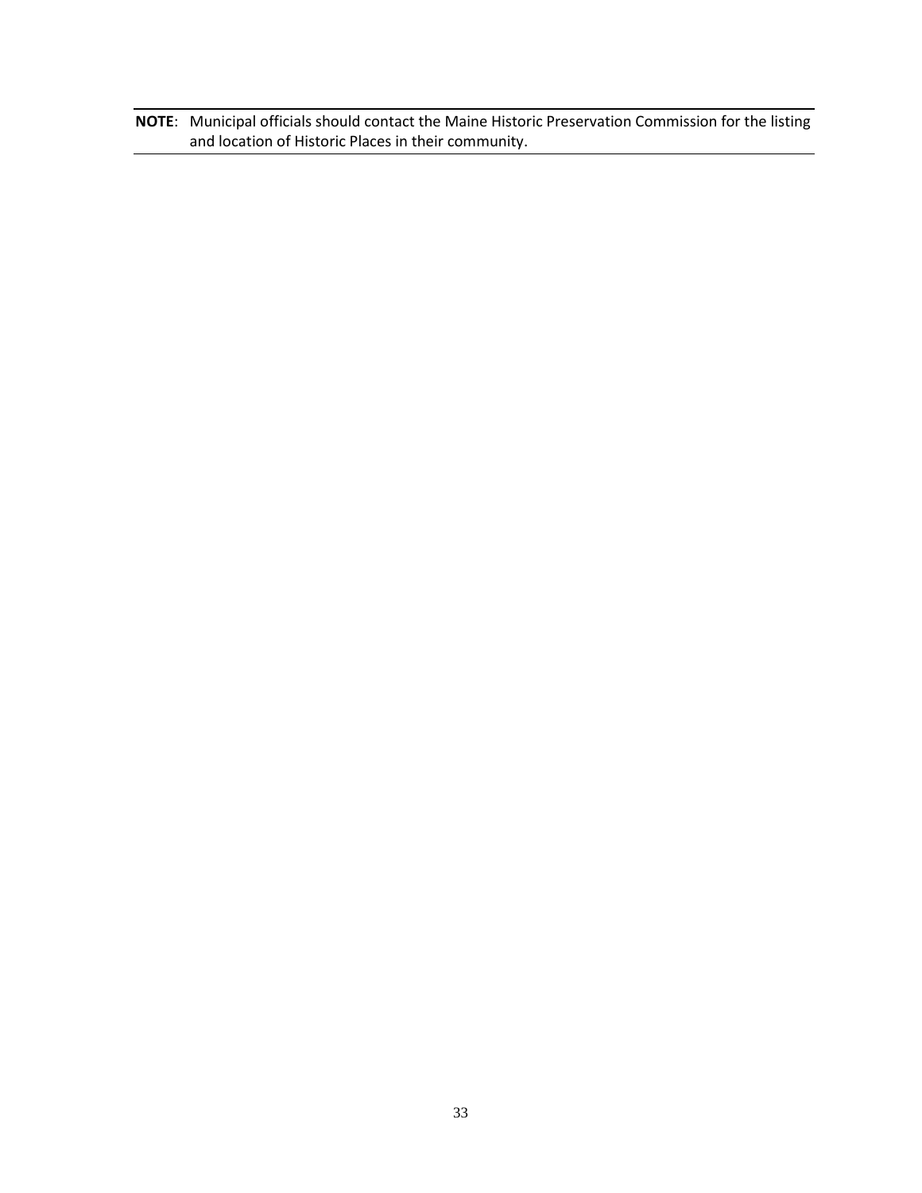**NOTE**: Municipal officials should contact the Maine Historic Preservation Commission for the listing and location of Historic Places in their community.